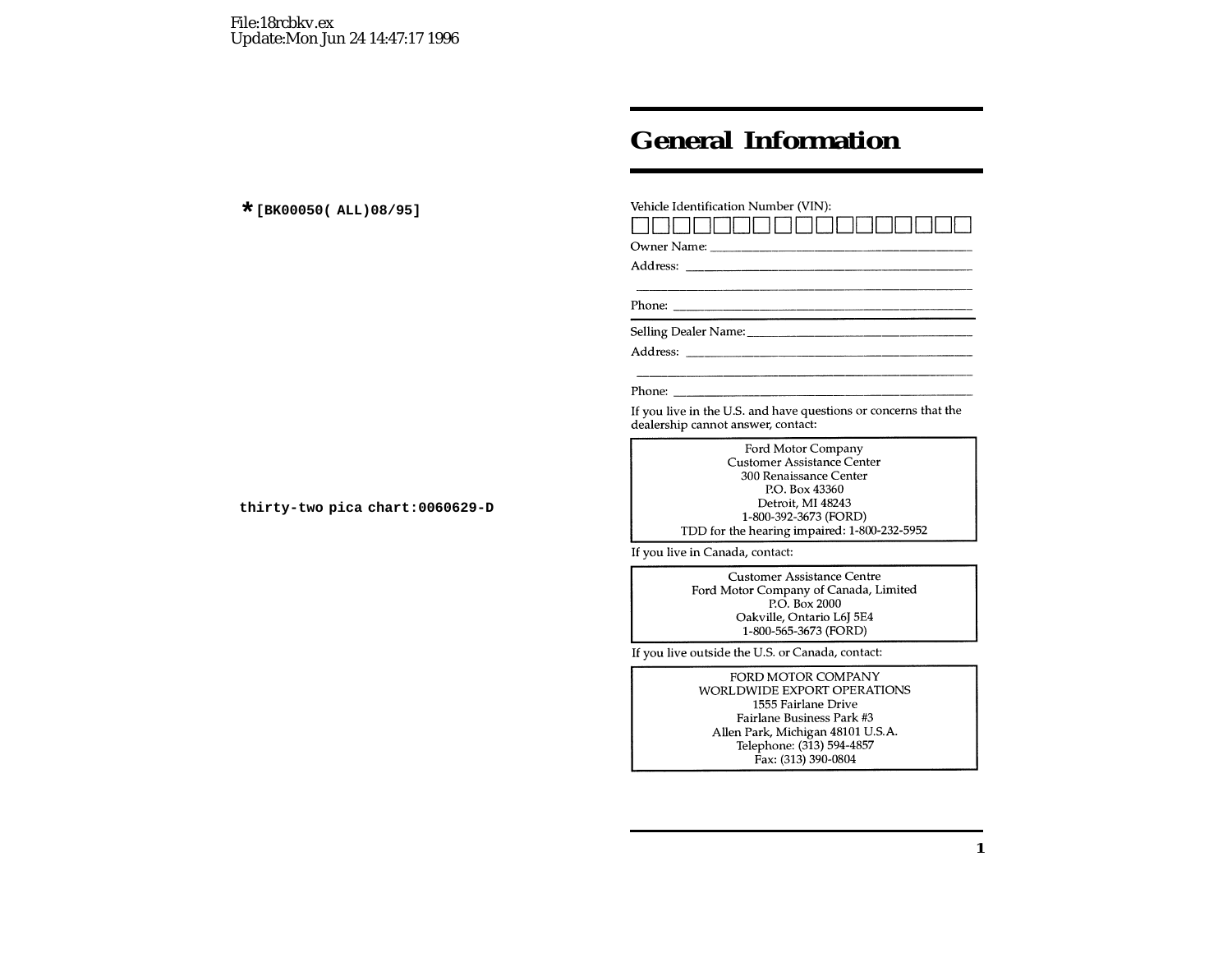File:18rcbkv.ex
Update:Mon Jun 24 14:47:17 1996

*[BK00050( ALL)08/95]

thirty-two pica chart:0060629-D

# General Information

Vehicle Identification Number (VIN):

☐☐☐☐☐☐☐☐☐☐☐☐☐☐☐☐☐

Owner Name: ______________________________

Address: ______________________________

______________________________

Phone: ______________________________

Selling Dealer Name: ______________________________

Address: ______________________________

______________________________

Phone: ______________________________

If you live in the U.S. and have questions or concerns that the dealership cannot answer, contact:

Ford Motor Company
Customer Assistance Center
300 Renaissance Center
P.O. Box 43360
Detroit, MI 48243
1-800-392-3673 (FORD)
TDD for the hearing impaired: 1-800-232-5952

If you live in Canada, contact:

Customer Assistance Centre
Ford Motor Company of Canada, Limited
P.O. Box 2000
Oakville, Ontario L6J 5E4
1-800-565-3673 (FORD)

If you live outside the U.S. or Canada, contact:

FORD MOTOR COMPANY
WORLDWIDE EXPORT OPERATIONS
1555 Fairlane Drive
Fairlane Business Park #3
Allen Park, Michigan 48101 U.S.A.
Telephone: (313) 594-4857
Fax: (313) 390-0804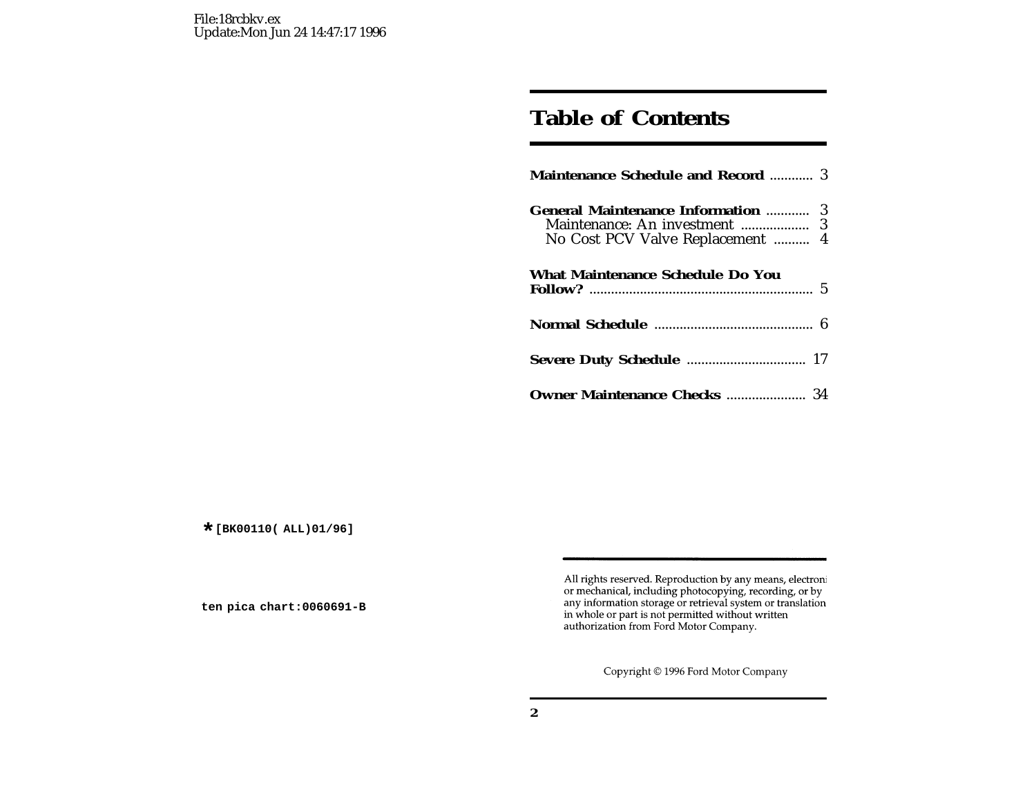File:18rcbkv.ex
Update:Mon Jun 24 14:47:17 1996

# Table of Contents

**Maintenance Schedule and Record** ............ 3

**General Maintenance Information** ............ 3
Maintenance: An investment ................... 3
No Cost PCV Valve Replacement .......... 4

**What Maintenance Schedule Do You Follow?** ............................................................ 5

**Normal Schedule** ............................................ 6

**Severe Duty Schedule** ................................. 17

**Owner Maintenance Checks** ...................... 34

*[BK00110( ALL)01/96]

ten pica chart:0060691-B

All rights reserved. Reproduction by any means, electroni or mechanical, including photocopying, recording, or by any information storage or retrieval system or translation in whole or part is not permitted without written authorization from Ford Motor Company.

Copyright © 1996 Ford Motor Company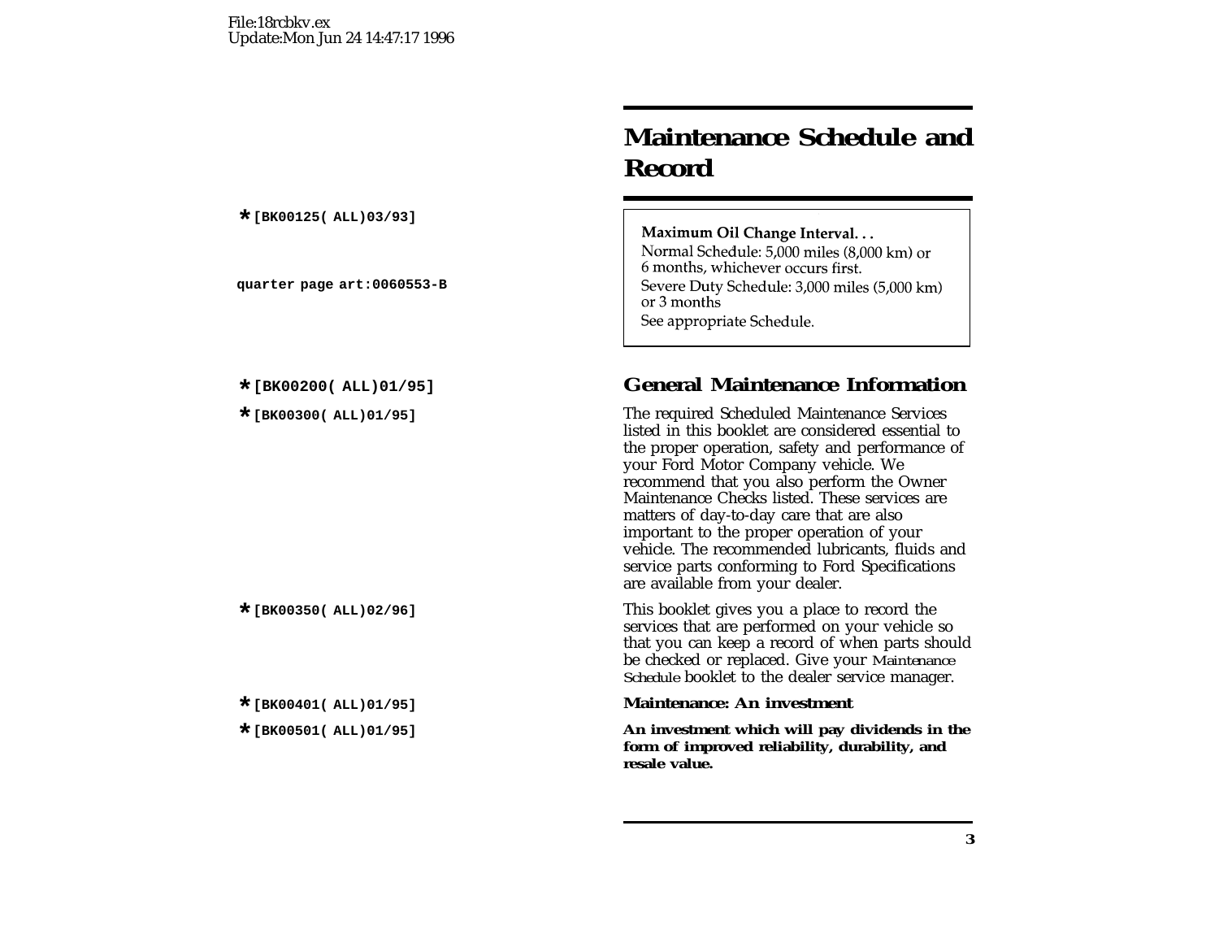File:18rcbkv.ex
Update:Mon Jun 24 14:47:17 1996

# Maintenance Schedule and Record

*[BK00125( ALL)03/93]

quarter page art:0060553-B

**Maximum Oil Change Interval. . .**
Normal Schedule: 5,000 miles (8,000 km) or 6 months, whichever occurs first.
Severe Duty Schedule: 3,000 miles (5,000 km) or 3 months
See appropriate Schedule.

*[BK00200( ALL)01/95]

## General Maintenance Information

*[BK00300( ALL)01/95]

The required Scheduled Maintenance Services listed in this booklet are considered essential to the proper operation, safety and performance of your Ford Motor Company vehicle. We recommend that you also perform the Owner Maintenance Checks listed. These services are matters of day-to-day care that are also important to the proper operation of your vehicle. The recommended lubricants, fluids and service parts conforming to Ford Specifications are available from your dealer.

*[BK00350( ALL)02/96]

This booklet gives you a place to record the services that are performed on your vehicle so that you can keep a record of when parts should be checked or replaced. Give your Maintenance Schedule booklet to the dealer service manager.

*[BK00401( ALL)01/95]

**Maintenance: An investment**

*[BK00501( ALL)01/95]

**An investment which will pay dividends in the form of improved reliability, durability, and resale value.**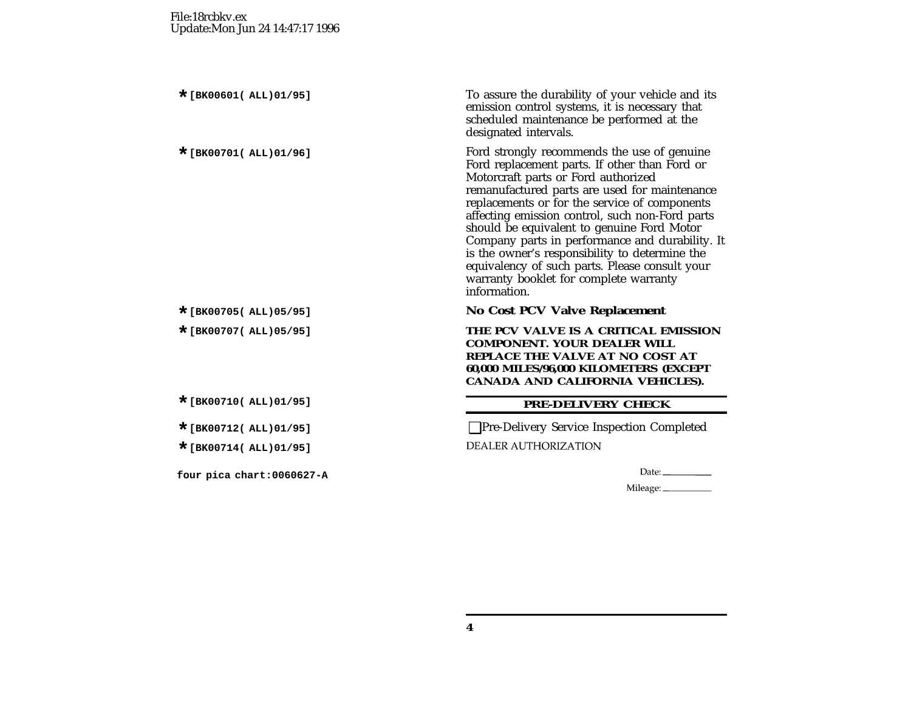File:18rcbkv.ex
Update:Mon Jun 24 14:47:17 1996

*[BK00601( ALL)01/95]

To assure the durability of your vehicle and its emission control systems, it is necessary that scheduled maintenance be performed at the designated intervals.

*[BK00701( ALL)01/96]

Ford strongly recommends the use of genuine Ford replacement parts. If other than Ford or Motorcraft parts or Ford authorized remanufactured parts are used for maintenance replacements or for the service of components affecting emission control, such non-Ford parts should be equivalent to genuine Ford Motor Company parts in performance and durability. It is the owner's responsibility to determine the equivalency of such parts. Please consult your warranty booklet for complete warranty information.

*[BK00705( ALL)05/95]

**No Cost PCV Valve Replacement**

*[BK00707( ALL)05/95]

**THE PCV VALVE IS A CRITICAL EMISSION COMPONENT. YOUR DEALER WILL REPLACE THE VALVE AT NO COST AT 60,000 MILES/96,000 KILOMETERS (EXCEPT CANADA AND CALIFORNIA VEHICLES).**

*[BK00710( ALL)01/95]

## PRE-DELIVERY CHECK

*[BK00712( ALL)01/95]

☐ Pre-Delivery Service Inspection Completed

*[BK00714( ALL)01/95]

DEALER AUTHORIZATION

four pica chart:0060627-A

Date: ________

Mileage: ________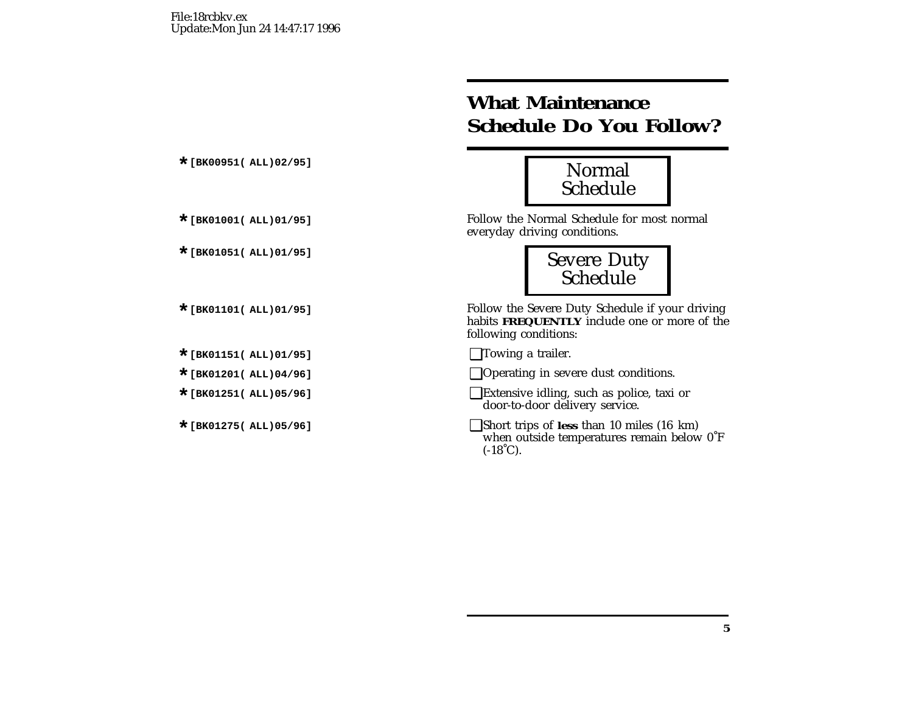# What Maintenance Schedule Do You Follow?

*[BK00951( ALL)02/95]

## Normal Schedule

*[BK01001( ALL)01/95]

Follow the Normal Schedule for most normal everyday driving conditions.

*[BK01051( ALL)01/95]

## Severe Duty Schedule

*[BK01101( ALL)01/95]

Follow the Severe Duty Schedule if your driving habits **FREQUENTLY** include one or more of the following conditions:

*[BK01151( ALL)01/95]

- ☐ Towing a trailer.

*[BK01201( ALL)04/96]

- ☐ Operating in severe dust conditions.

*[BK01251( ALL)05/96]

- ☐ Extensive idling, such as police, taxi or door-to-door delivery service.

*[BK01275( ALL)05/96]

- ☐ Short trips of **less** than 10 miles (16 km) when outside temperatures remain below 0˚F (-18˚C).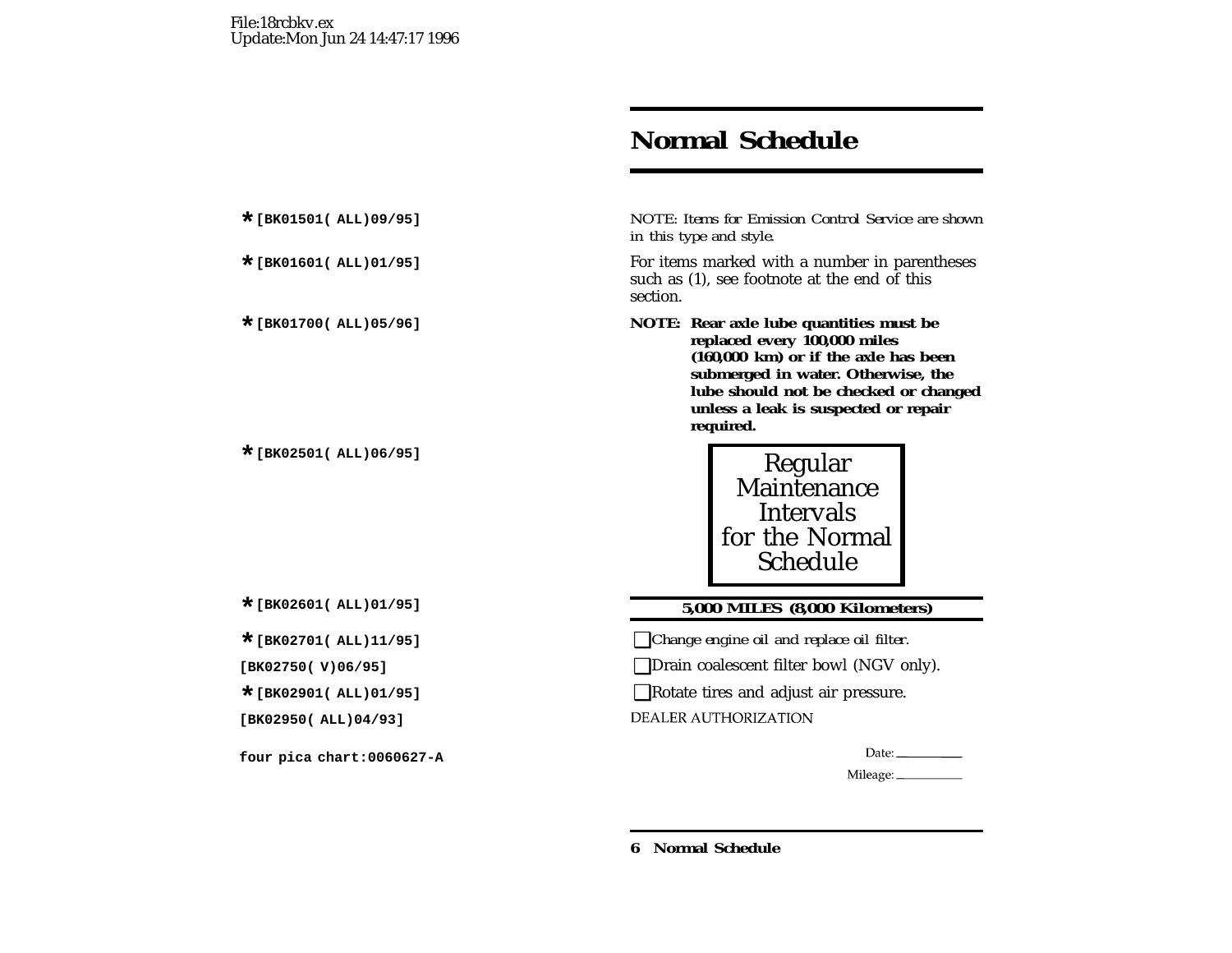# Normal Schedule

*NOTE: Items for Emission Control Service are shown in this type and style.*

For items marked with a number in parentheses such as (1), see footnote at the end of this section.

**NOTE: Rear axle lube quantities must be replaced every 100,000 miles (160,000 km) or if the axle has been submerged in water. Otherwise, the lube should not be checked or changed unless a leak is suspected or repair required.**

## Regular Maintenance Intervals for the Normal Schedule

**5,000 MILES (8,000 Kilometers)**

- [ ] *Change engine oil and replace oil filter.*
- [ ] Drain coalescent filter bowl (NGV only).
- [ ] Rotate tires and adjust air pressure.

DEALER AUTHORIZATION

Date: ________

Mileage: ________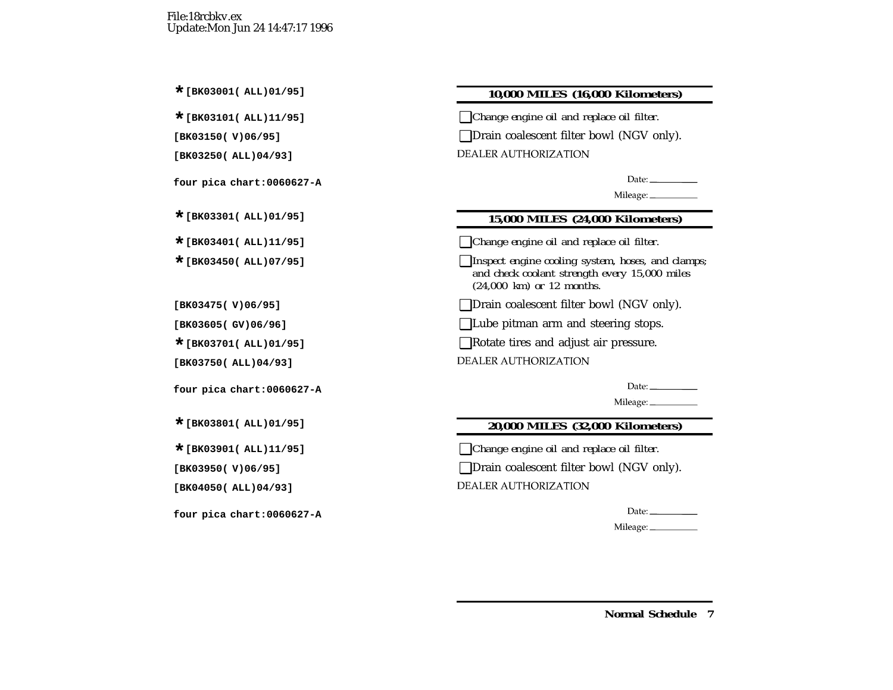File:18rcbkv.ex
Update:Mon Jun 24 14:47:17 1996

*[BK03001( ALL)01/95]

### 10,000 MILES (16,000 Kilometers)

*[BK03101( ALL)11/95]
- ☐ *Change engine oil and replace oil filter.*

[BK03150( V)06/95]
- ☐ Drain coalescent filter bowl (NGV only).

[BK03250( ALL)04/93]

DEALER AUTHORIZATION

four pica chart:0060627-A

Date: ________

Mileage: ________

*[BK03301( ALL)01/95]

### 15,000 MILES (24,000 Kilometers)

*[BK03401( ALL)11/95]
- ☐ *Change engine oil and replace oil filter.*

*[BK03450( ALL)07/95]
- ☐ *Inspect engine cooling system, hoses, and clamps; and check coolant strength every 15,000 miles (24,000 km) or 12 months.*

[BK03475( V)06/95]
- ☐ Drain coalescent filter bowl (NGV only).

[BK03605( GV)06/96]
- ☐ Lube pitman arm and steering stops.

*[BK03701( ALL)01/95]
- ☐ Rotate tires and adjust air pressure.

[BK03750( ALL)04/93]

DEALER AUTHORIZATION

four pica chart:0060627-A

Date: ________

Mileage: ________

*[BK03801( ALL)01/95]

### 20,000 MILES (32,000 Kilometers)

*[BK03901( ALL)11/95]
- ☐ *Change engine oil and replace oil filter.*

[BK03950( V)06/95]
- ☐ Drain coalescent filter bowl (NGV only).

[BK04050( ALL)04/93]

DEALER AUTHORIZATION

four pica chart:0060627-A

Date: ________

Mileage: ________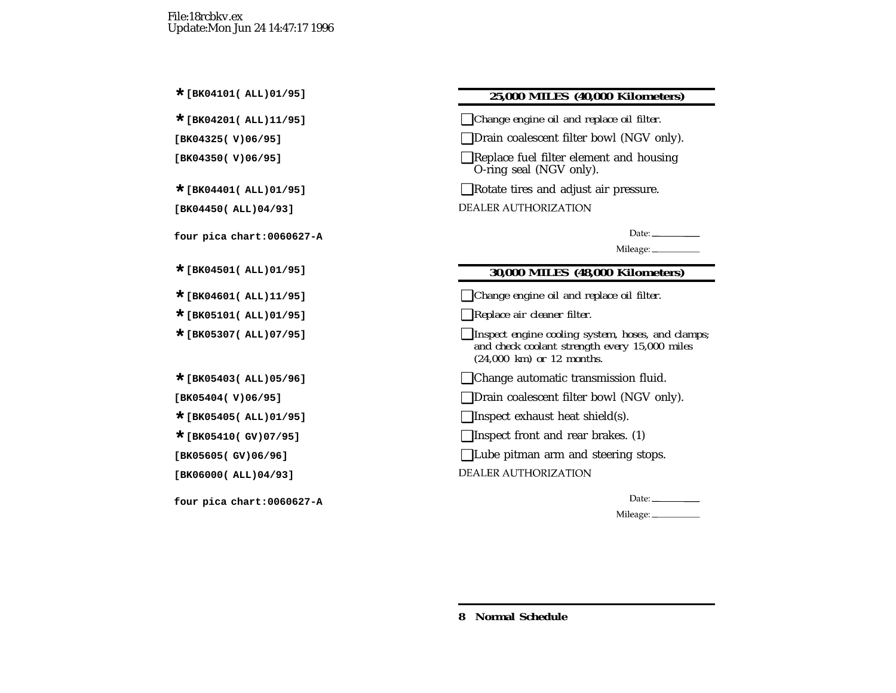File:18rcbkv.ex
Update:Mon Jun 24 14:47:17 1996

*[BK04101( ALL)01/95]

*[BK04201( ALL)11/95]

[BK04325( V)06/95]

[BK04350( V)06/95]

*[BK04401( ALL)01/95]

[BK04450( ALL)04/93]

four pica chart:0060627-A

*[BK04501( ALL)01/95]

*[BK04601( ALL)11/95]

*[BK05101( ALL)01/95]

*[BK05307( ALL)07/95]

*[BK05403( ALL)05/96]

[BK05404( V)06/95]

*[BK05405( ALL)01/95]

*[BK05410( GV)07/95]

[BK05605( GV)06/96]

[BK06000( ALL)04/93]

four pica chart:0060627-A

## 25,000 MILES (40,000 Kilometers)

- ☐ *Change engine oil and replace oil filter.*
- ☐ Drain coalescent filter bowl (NGV only).
- ☐ Replace fuel filter element and housing O-ring seal (NGV only).
- ☐ Rotate tires and adjust air pressure.

DEALER AUTHORIZATION

Date: __________

Mileage: __________

## 30,000 MILES (48,000 Kilometers)

- ☐ *Change engine oil and replace oil filter.*
- ☐ *Replace air cleaner filter.*
- ☐ *Inspect engine cooling system, hoses, and clamps; and check coolant strength every 15,000 miles (24,000 km) or 12 months.*
- ☐ Change automatic transmission fluid.
- ☐ Drain coalescent filter bowl (NGV only).
- ☐ Inspect exhaust heat shield(s).
- ☐ Inspect front and rear brakes. (1)
- ☐ Lube pitman arm and steering stops.

DEALER AUTHORIZATION

Date: __________

Mileage: __________

**Normal Schedule**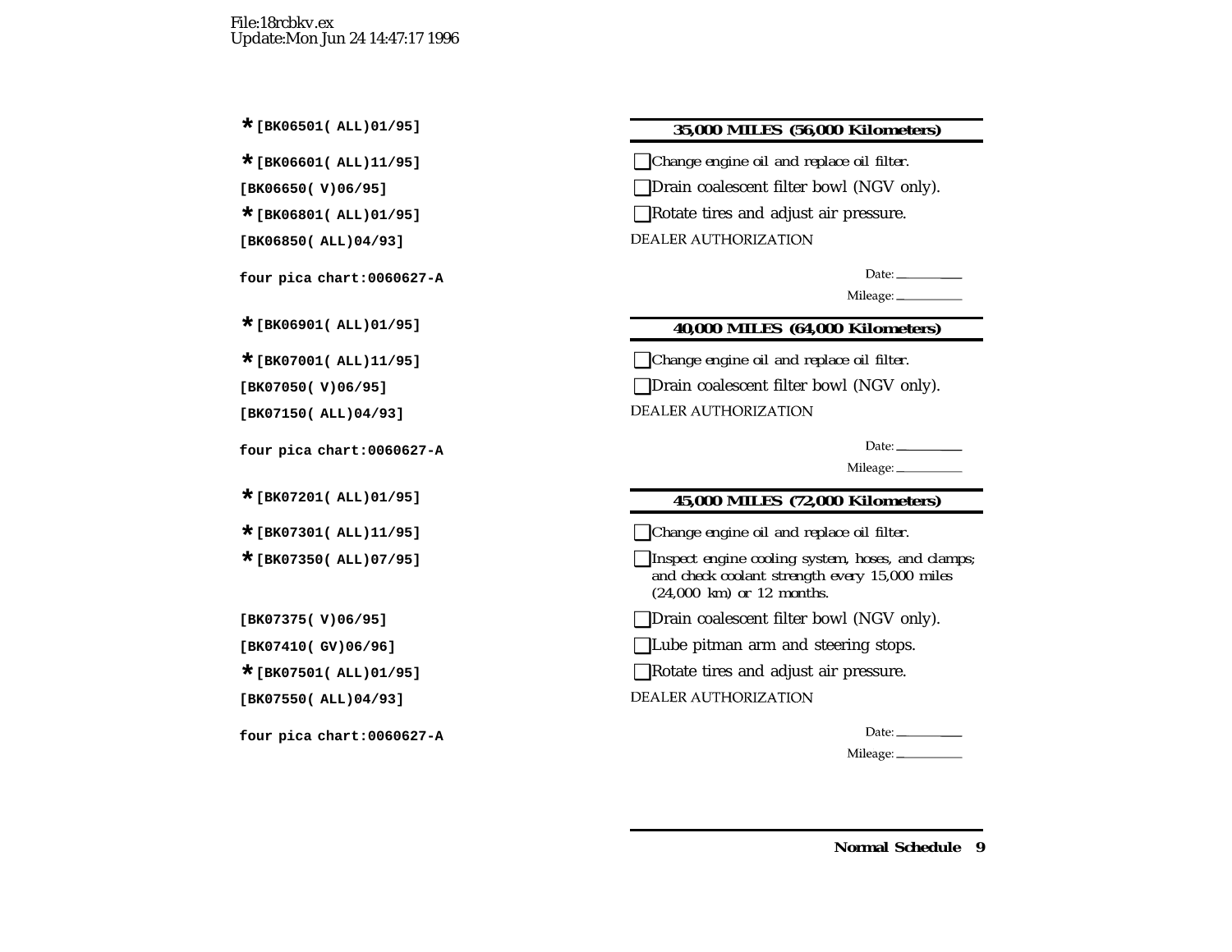*[BK06501( ALL)01/95]

## 35,000 MILES (56,000 Kilometers)

*[BK06601( ALL)11/95]

- [ ] Change engine oil and replace oil filter.

[BK06650( V)06/95]

- [ ] Drain coalescent filter bowl (NGV only).

*[BK06801( ALL)01/95]

- [ ] Rotate tires and adjust air pressure.

[BK06850( ALL)04/93]

DEALER AUTHORIZATION

four pica chart:0060627-A

Date: ____________

Mileage: ____________

*[BK06901( ALL)01/95]

## 40,000 MILES (64,000 Kilometers)

*[BK07001( ALL)11/95]

- [ ] Change engine oil and replace oil filter.

[BK07050( V)06/95]

- [ ] Drain coalescent filter bowl (NGV only).

[BK07150( ALL)04/93]

DEALER AUTHORIZATION

four pica chart:0060627-A

Date: ____________

Mileage: ____________

*[BK07201( ALL)01/95]

## 45,000 MILES (72,000 Kilometers)

*[BK07301( ALL)11/95]

- [ ] Change engine oil and replace oil filter.

*[BK07350( ALL)07/95]

- [ ] Inspect engine cooling system, hoses, and clamps; and check coolant strength every 15,000 miles (24,000 km) or 12 months.

[BK07375( V)06/95]

- [ ] Drain coalescent filter bowl (NGV only).

[BK07410( GV)06/96]

- [ ] Lube pitman arm and steering stops.

*[BK07501( ALL)01/95]

- [ ] Rotate tires and adjust air pressure.

[BK07550( ALL)04/93]

DEALER AUTHORIZATION

four pica chart:0060627-A

Date: ____________

Mileage: ____________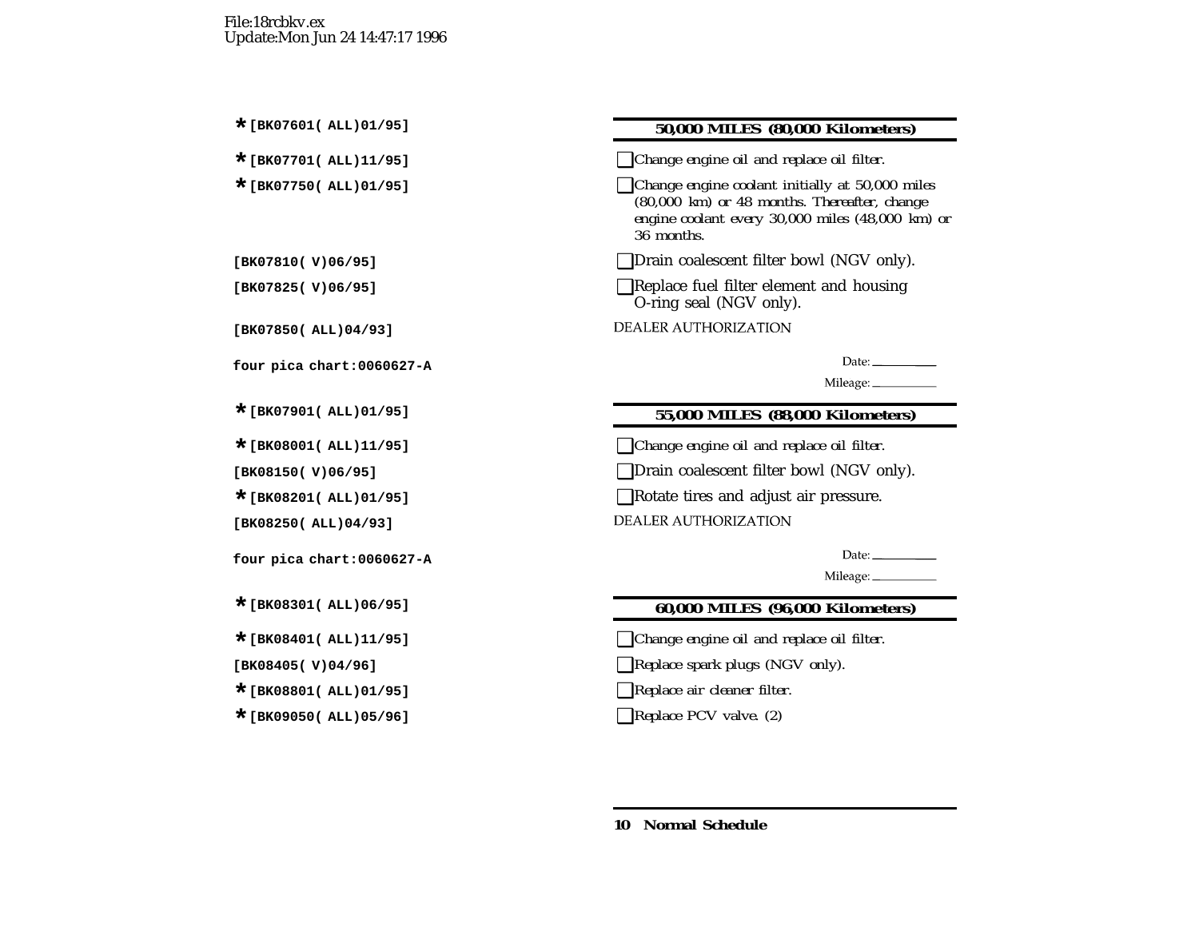File:18rcbkv.ex
Update:Mon Jun 24 14:47:17 1996

*[BK07601( ALL)01/95]

**50,000 MILES (80,000 Kilometers)**

*[BK07701( ALL)11/95]

- Change engine oil and replace oil filter.

*[BK07750( ALL)01/95]

- Change engine coolant initially at 50,000 miles (80,000 km) or 48 months. Thereafter, change engine coolant every 30,000 miles (48,000 km) or 36 months.

[BK07810( V)06/95]

- Drain coalescent filter bowl (NGV only).

[BK07825( V)06/95]

- Replace fuel filter element and housing O-ring seal (NGV only).

[BK07850( ALL)04/93]

DEALER AUTHORIZATION

four pica chart:0060627-A

Date: ________

Mileage: ________

*[BK07901( ALL)01/95]

**55,000 MILES (88,000 Kilometers)**

*[BK08001( ALL)11/95]

- Change engine oil and replace oil filter.

[BK08150( V)06/95]

- Drain coalescent filter bowl (NGV only).

*[BK08201( ALL)01/95]

- Rotate tires and adjust air pressure.

[BK08250( ALL)04/93]

DEALER AUTHORIZATION

four pica chart:0060627-A

Date: ________

Mileage: ________

*[BK08301( ALL)06/95]

**60,000 MILES (96,000 Kilometers)**

*[BK08401( ALL)11/95]

- Change engine oil and replace oil filter.

[BK08405( V)04/96]

- Replace spark plugs (NGV only).

*[BK08801( ALL)01/95]

- Replace air cleaner filter.

*[BK09050( ALL)05/96]

- Replace PCV valve. (2)

10 Normal Schedule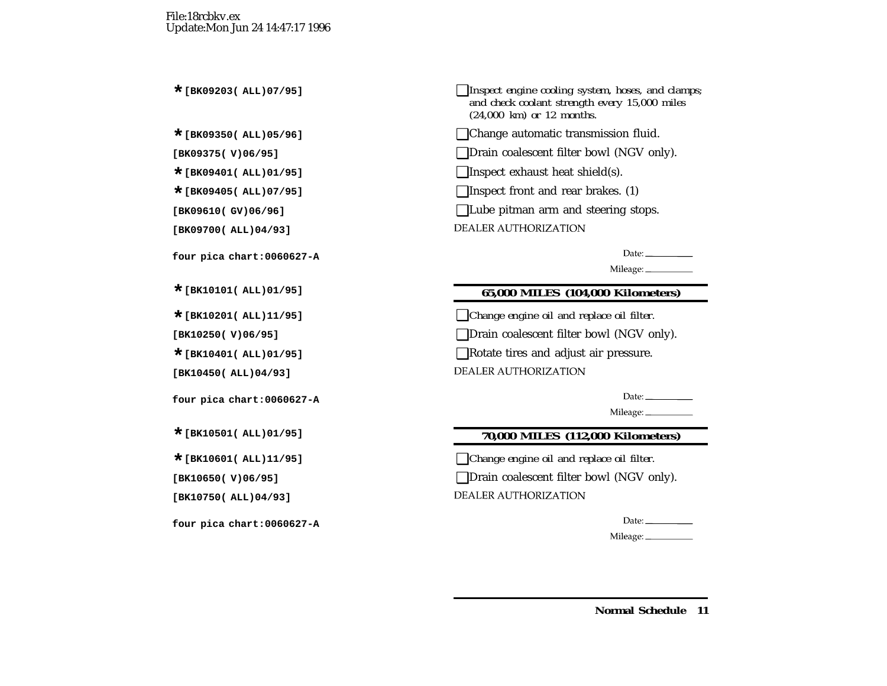File:18rcbkv.ex
Update:Mon Jun 24 14:47:17 1996

*[BK09203( ALL)07/95] ❑ *Inspect engine cooling system, hoses, and clamps; and check coolant strength every 15,000 miles (24,000 km) or 12 months.*

*[BK09350( ALL)05/96] ❑ Change automatic transmission fluid.

[BK09375( V)06/95] ❑ Drain coalescent filter bowl (NGV only).

*[BK09401( ALL)01/95] ❑ Inspect exhaust heat shield(s).

*[BK09405( ALL)07/95] ❑ Inspect front and rear brakes. (1)

[BK09610( GV)06/96] ❑ Lube pitman arm and steering stops.

[BK09700( ALL)04/93] DEALER AUTHORIZATION

four pica chart:0060627-A

Date: ________

Mileage: ________

*[BK10101( ALL)01/95]

## 65,000 MILES (104,000 Kilometers)

*[BK10201( ALL)11/95] ❑ *Change engine oil and replace oil filter.*

[BK10250( V)06/95] ❑ Drain coalescent filter bowl (NGV only).

*[BK10401( ALL)01/95] ❑ Rotate tires and adjust air pressure.

[BK10450( ALL)04/93] DEALER AUTHORIZATION

four pica chart:0060627-A

Date: ________

Mileage: ________

*[BK10501( ALL)01/95]

## 70,000 MILES (112,000 Kilometers)

*[BK10601( ALL)11/95] ❑ *Change engine oil and replace oil filter.*

[BK10650( V)06/95] ❑ Drain coalescent filter bowl (NGV only).

[BK10750( ALL)04/93] DEALER AUTHORIZATION

four pica chart:0060627-A

Date: ________

Mileage: ________

**Normal Schedule**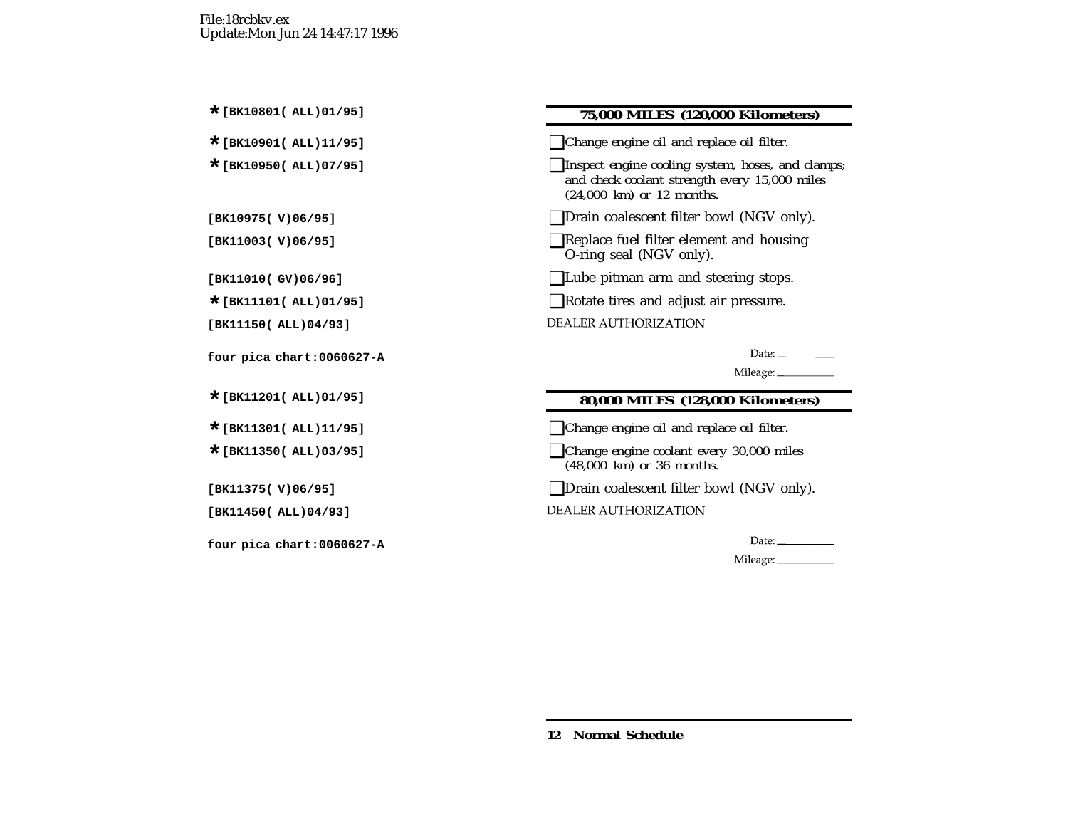File:18rcbkv.ex
Update:Mon Jun 24 14:47:17 1996

*[BK10801( ALL)01/95]

### 75,000 MILES (120,000 Kilometers)

*[BK10901( ALL)11/95]

- ☐ Change engine oil and replace oil filter.

*[BK10950( ALL)07/95]

- ☐ Inspect engine cooling system, hoses, and clamps; and check coolant strength every 15,000 miles (24,000 km) or 12 months.

[BK10975( V)06/95]

- ☐ Drain coalescent filter bowl (NGV only).

[BK11003( V)06/95]

- ☐ Replace fuel filter element and housing O-ring seal (NGV only).

[BK11010( GV)06/96]

- ☐ Lube pitman arm and steering stops.

*[BK11101( ALL)01/95]

- ☐ Rotate tires and adjust air pressure.

[BK11150( ALL)04/93]

DEALER AUTHORIZATION

four pica chart:0060627-A

Date: ________

Mileage: ________

*[BK11201( ALL)01/95]

### 80,000 MILES (128,000 Kilometers)

*[BK11301( ALL)11/95]

- ☐ Change engine oil and replace oil filter.

*[BK11350( ALL)03/95]

- ☐ Change engine coolant every 30,000 miles (48,000 km) or 36 months.

[BK11375( V)06/95]

- ☐ Drain coalescent filter bowl (NGV only).

[BK11450( ALL)04/93]

DEALER AUTHORIZATION

four pica chart:0060627-A

Date: ________

Mileage: ________

**Normal Schedule**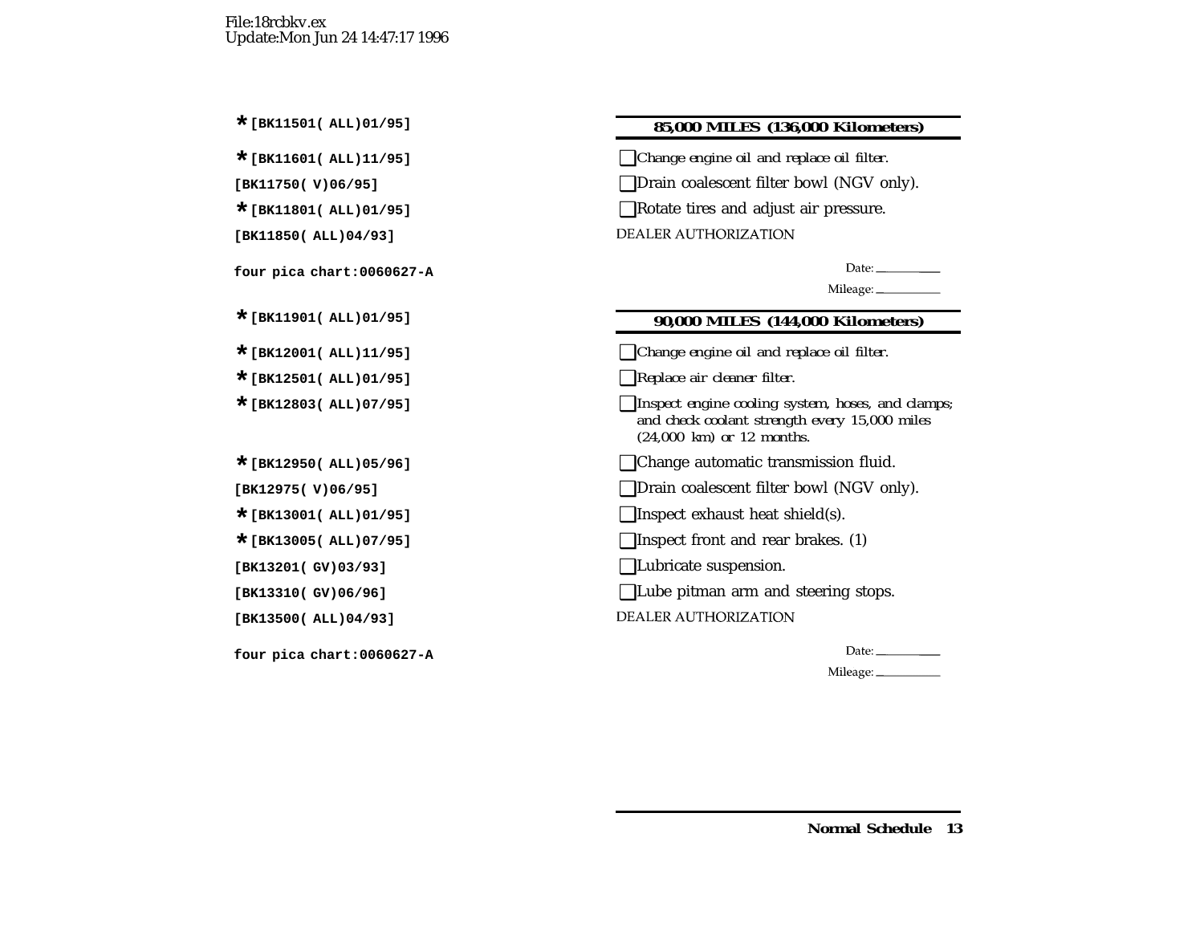File:18rcbkv.ex
Update:Mon Jun 24 14:47:17 1996

*[BK11501( ALL)01/95]

### 85,000 MILES (136,000 Kilometers)

*[BK11601( ALL)11/95]

- [ ] *Change engine oil and replace oil filter.*

[BK11750( V)06/95]

- [ ] Drain coalescent filter bowl (NGV only).

*[BK11801( ALL)01/95]

- [ ] Rotate tires and adjust air pressure.

[BK11850( ALL)04/93]

DEALER AUTHORIZATION

four pica chart:0060627-A

Date: ___________

Mileage: ___________

*[BK11901( ALL)01/95]

### 90,000 MILES (144,000 Kilometers)

*[BK12001( ALL)11/95]

- [ ] *Change engine oil and replace oil filter.*

*[BK12501( ALL)01/95]

- [ ] *Replace air cleaner filter.*

*[BK12803( ALL)07/95]

- [ ] *Inspect engine cooling system, hoses, and clamps; and check coolant strength every 15,000 miles (24,000 km) or 12 months.*

*[BK12950( ALL)05/96]

- [ ] Change automatic transmission fluid.

[BK12975( V)06/95]

- [ ] Drain coalescent filter bowl (NGV only).

*[BK13001( ALL)01/95]

- [ ] Inspect exhaust heat shield(s).

*[BK13005( ALL)07/95]

- [ ] Inspect front and rear brakes. (1)

[BK13201( GV)03/93]

- [ ] Lubricate suspension.

[BK13310( GV)06/96]

- [ ] Lube pitman arm and steering stops.

[BK13500( ALL)04/93]

DEALER AUTHORIZATION

four pica chart:0060627-A

Date: ___________

Mileage: ___________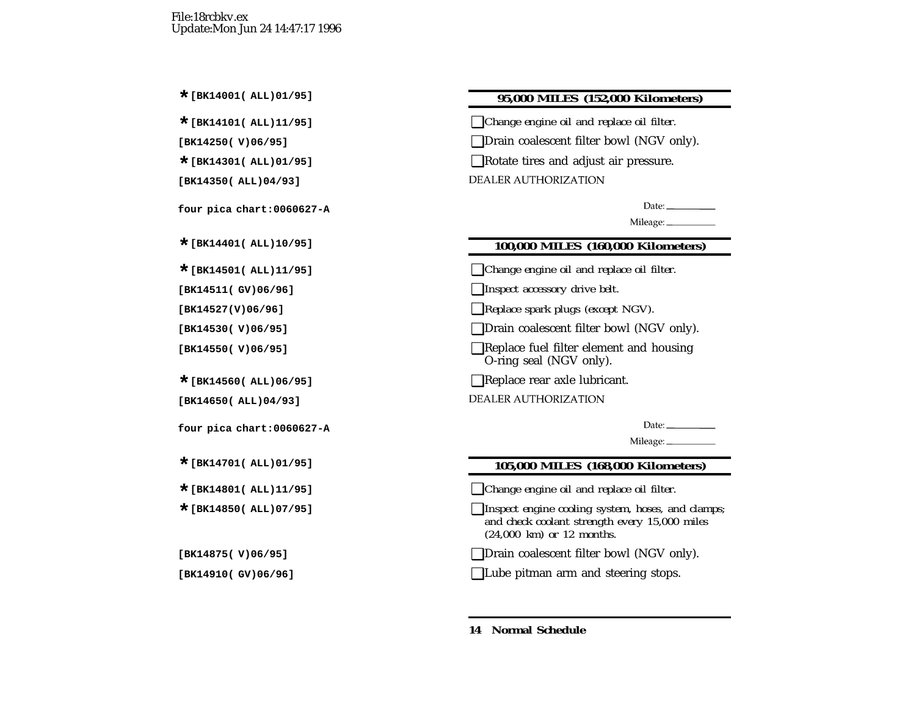File:18rcbkv.ex
Update:Mon Jun 24 14:47:17 1996

*[BK14001( ALL)01/95]

## 95,000 MILES (152,000 Kilometers)

*[BK14101( ALL)11/95]
- ☐ Change engine oil and replace oil filter.

[BK14250( V)06/95]
- ☐ Drain coalescent filter bowl (NGV only).

*[BK14301( ALL)01/95]
- ☐ Rotate tires and adjust air pressure.

[BK14350( ALL)04/93]

DEALER AUTHORIZATION

four pica chart:0060627-A

Date: ________

Mileage: ________

*[BK14401( ALL)10/95]

## 100,000 MILES (160,000 Kilometers)

*[BK14501( ALL)11/95]
- ☐ Change engine oil and replace oil filter.

[BK14511( GV)06/96]
- ☐ Inspect accessory drive belt.

[BK14527(V)06/96]
- ☐ Replace spark plugs (except NGV).

[BK14530( V)06/95]
- ☐ Drain coalescent filter bowl (NGV only).

[BK14550( V)06/95]
- ☐ Replace fuel filter element and housing O-ring seal (NGV only).

*[BK14560( ALL)06/95]
- ☐ Replace rear axle lubricant.

[BK14650( ALL)04/93]

DEALER AUTHORIZATION

four pica chart:0060627-A

Date: ________

Mileage: ________

*[BK14701( ALL)01/95]

## 105,000 MILES (168,000 Kilometers)

*[BK14801( ALL)11/95]
- ☐ Change engine oil and replace oil filter.

*[BK14850( ALL)07/95]
- ☐ Inspect engine cooling system, hoses, and clamps; and check coolant strength every 15,000 miles (24,000 km) or 12 months.

[BK14875( V)06/95]
- ☐ Drain coalescent filter bowl (NGV only).

[BK14910( GV)06/96]
- ☐ Lube pitman arm and steering stops.

**Normal Schedule**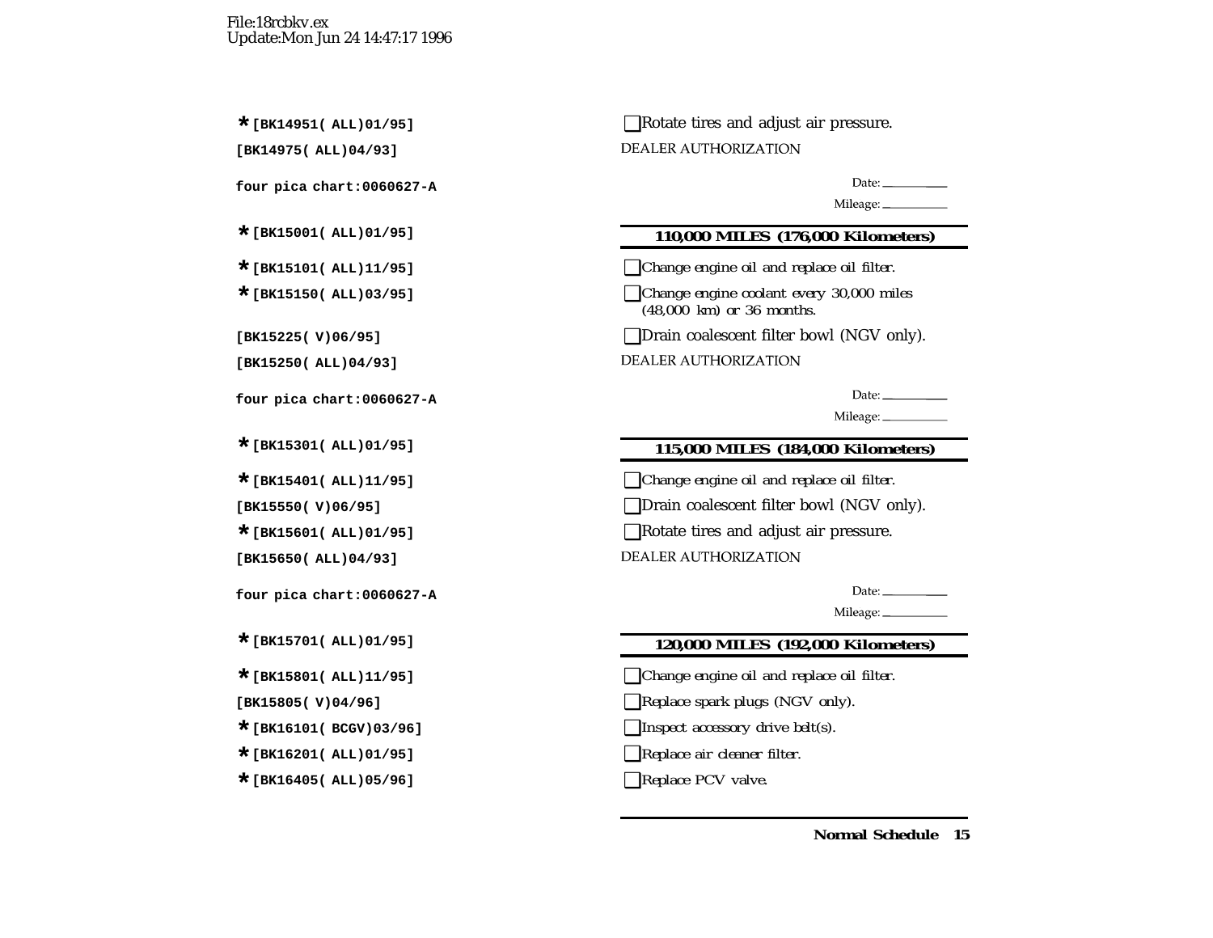File:18rcbkv.ex
Update:Mon Jun 24 14:47:17 1996

*[BK14951( ALL)01/95]
[BK14975( ALL)04/93]
four pica chart:0060627-A
*[BK15001( ALL)01/95]
*[BK15101( ALL)11/95]
*[BK15150( ALL)03/95]
[BK15225( V)06/95]
[BK15250( ALL)04/93]
four pica chart:0060627-A
*[BK15301( ALL)01/95]
*[BK15401( ALL)11/95]
[BK15550( V)06/95]
*[BK15601( ALL)01/95]
[BK15650( ALL)04/93]
four pica chart:0060627-A
*[BK15701( ALL)01/95]
*[BK15801( ALL)11/95]
[BK15805( V)04/96]
*[BK16101( BCGV)03/96]
*[BK16201( ALL)01/95]
*[BK16405( ALL)05/96]

☐ Rotate tires and adjust air pressure.

DEALER AUTHORIZATION

Date: ________

Mileage: ________

### 110,000 MILES (176,000 Kilometers)

☐ Change engine oil and replace oil filter.

☐ Change engine coolant every 30,000 miles (48,000 km) or 36 months.

☐ Drain coalescent filter bowl (NGV only).

DEALER AUTHORIZATION

Date: ________

Mileage: ________

### 115,000 MILES (184,000 Kilometers)

☐ Change engine oil and replace oil filter.

☐ Drain coalescent filter bowl (NGV only).

☐ Rotate tires and adjust air pressure.

DEALER AUTHORIZATION

Date: ________

Mileage: ________

### 120,000 MILES (192,000 Kilometers)

☐ Change engine oil and replace oil filter.

☐ Replace spark plugs (NGV only).

☐ Inspect accessory drive belt(s).

☐ Replace air cleaner filter.

☐ Replace PCV valve.

**Normal Schedule**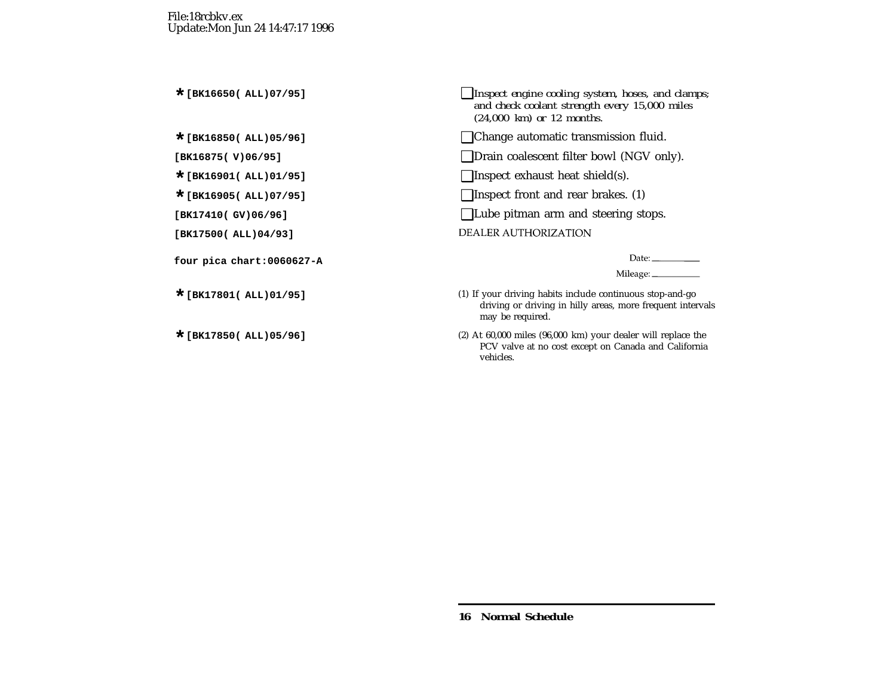File:18rcbkv.ex
Update:Mon Jun 24 14:47:17 1996

*[BK16650( ALL)07/95]

❑ Inspect engine cooling system, hoses, and clamps; and check coolant strength every 15,000 miles (24,000 km) or 12 months.

*[BK16850( ALL)05/96]

❑ Change automatic transmission fluid.

[BK16875( V)06/95]

❑ Drain coalescent filter bowl (NGV only).

*[BK16901( ALL)01/95]

❑ Inspect exhaust heat shield(s).

*[BK16905( ALL)07/95]

❑ Inspect front and rear brakes. (1)

[BK17410( GV)06/96]

❑ Lube pitman arm and steering stops.

[BK17500( ALL)04/93]

DEALER AUTHORIZATION

four pica chart:0060627-A

Date: ___________

Mileage: ___________

*[BK17801( ALL)01/95]

(1) If your driving habits include continuous stop-and-go driving or driving in hilly areas, more frequent intervals may be required.

*[BK17850( ALL)05/96]

(2) At 60,000 miles (96,000 km) your dealer will replace the PCV valve at no cost except on Canada and California vehicles.

**Normal Schedule**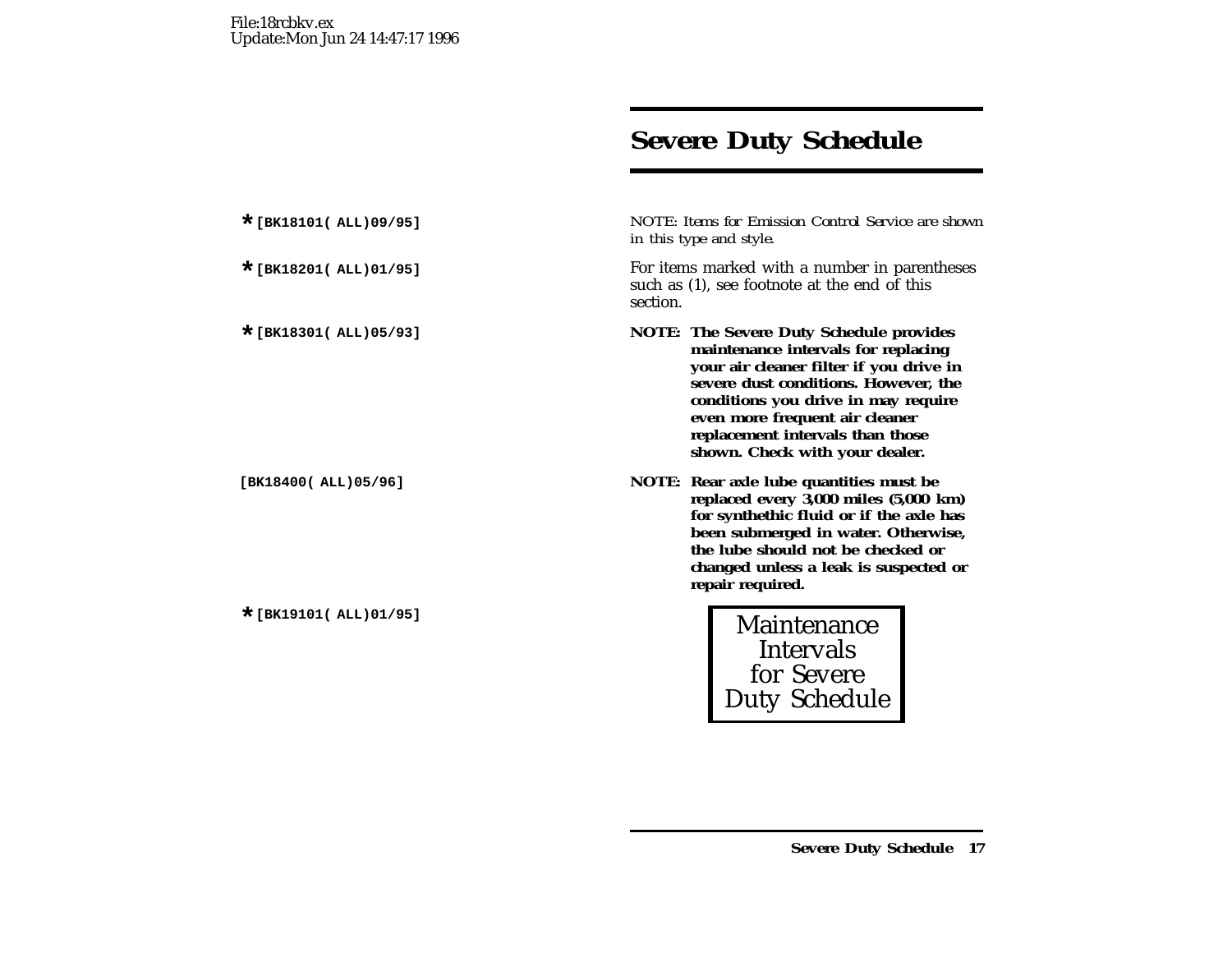File:18rcbkv.ex
Update:Mon Jun 24 14:47:17 1996

# Severe Duty Schedule

*[BK18101( ALL)09/95]

*NOTE: Items for Emission Control Service are shown in this type and style.*

*[BK18201( ALL)01/95]

For items marked with a number in parentheses such as (1), see footnote at the end of this section.

*[BK18301( ALL)05/93]

**NOTE: The Severe Duty Schedule provides maintenance intervals for replacing your air cleaner filter if you drive in severe dust conditions. However, the conditions you drive in may require even more frequent air cleaner replacement intervals than those shown. Check with your dealer.**

[BK18400( ALL)05/96]

**NOTE: Rear axle lube quantities must be replaced every 3,000 miles (5,000 km) for synthethic fluid or if the axle has been submerged in water. Otherwise, the lube should not be checked or changed unless a leak is suspected or repair required.**

*[BK19101( ALL)01/95]

Maintenance Intervals for Severe Duty Schedule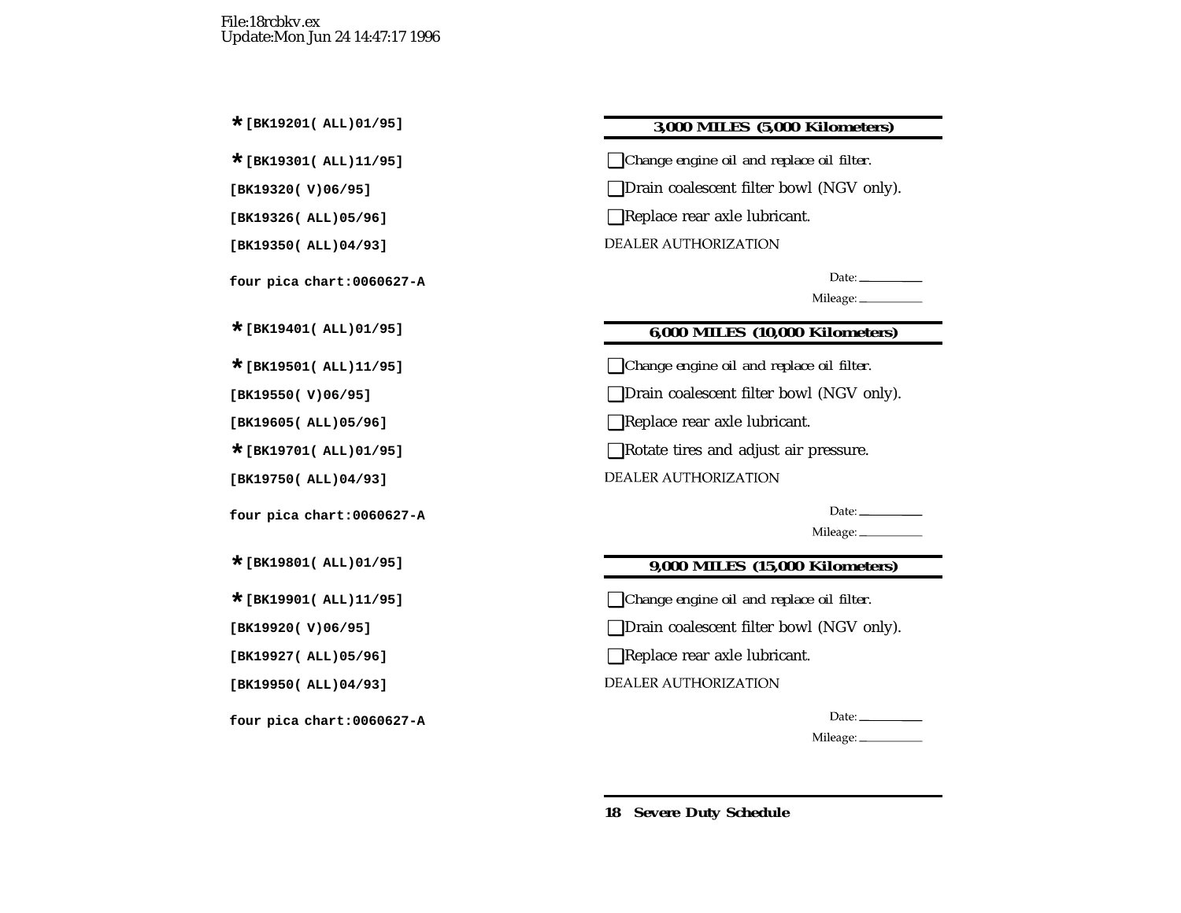File:18rcbkv.ex
Update:Mon Jun 24 14:47:17 1996

*[BK19201( ALL)01/95]

*[BK19301( ALL)11/95]

[BK19320( V)06/95]

[BK19326( ALL)05/96]

[BK19350( ALL)04/93]

four pica chart:0060627-A

*[BK19401( ALL)01/95]

*[BK19501( ALL)11/95]

[BK19550( V)06/95]

[BK19605( ALL)05/96]

*[BK19701( ALL)01/95]

[BK19750( ALL)04/93]

four pica chart:0060627-A

*[BK19801( ALL)01/95]

*[BK19901( ALL)11/95]

[BK19920( V)06/95]

[BK19927( ALL)05/96]

[BK19950( ALL)04/93]

four pica chart:0060627-A

### 3,000 MILES (5,000 Kilometers)

- ☐ *Change engine oil and replace oil filter.*
- ☐ Drain coalescent filter bowl (NGV only).
- ☐ Replace rear axle lubricant.

DEALER AUTHORIZATION

Date: ________

Mileage: ________

### 6,000 MILES (10,000 Kilometers)

- ☐ *Change engine oil and replace oil filter.*
- ☐ Drain coalescent filter bowl (NGV only).
- ☐ Replace rear axle lubricant.
- ☐ Rotate tires and adjust air pressure.

DEALER AUTHORIZATION

Date: ________

Mileage: ________

### 9,000 MILES (15,000 Kilometers)

- ☐ *Change engine oil and replace oil filter.*
- ☐ Drain coalescent filter bowl (NGV only).
- ☐ Replace rear axle lubricant.

DEALER AUTHORIZATION

Date: ________

Mileage: ________

**Severe Duty Schedule**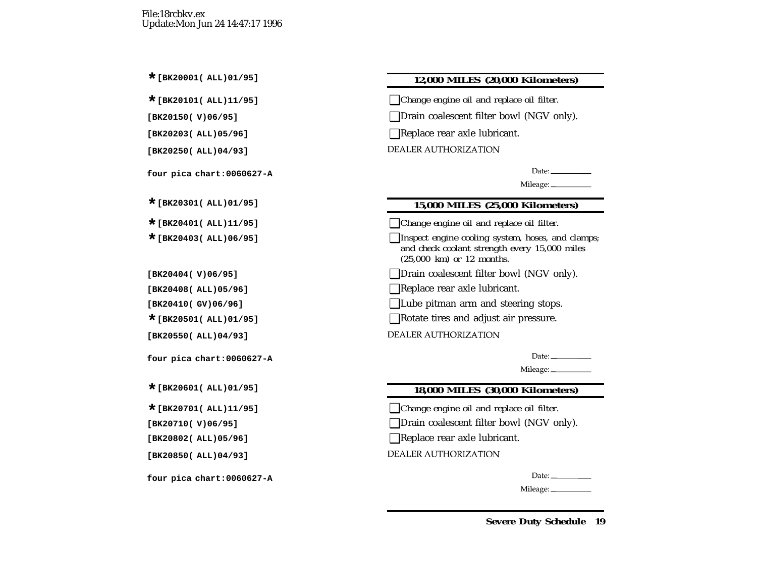File:18rcbkv.ex
Update:Mon Jun 24 14:47:17 1996

*[BK20001( ALL)01/95]

*[BK20101( ALL)11/95]

[BK20150( V)06/95]

[BK20203( ALL)05/96]

[BK20250( ALL)04/93]

four pica chart:0060627-A

### 12,000 MILES (20,000 Kilometers)

- ☐ Change engine oil and replace oil filter.
- ☐ Drain coalescent filter bowl (NGV only).
- ☐ Replace rear axle lubricant.

DEALER AUTHORIZATION

Date: ________

Mileage: ________

*[BK20301( ALL)01/95]

*[BK20401( ALL)11/95]

*[BK20403( ALL)06/95]

[BK20404( V)06/95]

[BK20408( ALL)05/96]

[BK20410( GV)06/96]

*[BK20501( ALL)01/95]

[BK20550( ALL)04/93]

four pica chart:0060627-A

### 15,000 MILES (25,000 Kilometers)

- ☐ Change engine oil and replace oil filter.
- ☐ Inspect engine cooling system, hoses, and clamps; and check coolant strength every 15,000 miles (25,000 km) or 12 months.
- ☐ Drain coalescent filter bowl (NGV only).
- ☐ Replace rear axle lubricant.
- ☐ Lube pitman arm and steering stops.
- ☐ Rotate tires and adjust air pressure.

DEALER AUTHORIZATION

Date: ________

Mileage: ________

*[BK20601( ALL)01/95]

*[BK20701( ALL)11/95]

[BK20710( V)06/95]

[BK20802( ALL)05/96]

[BK20850( ALL)04/93]

four pica chart:0060627-A

### 18,000 MILES (30,000 Kilometers)

- ☐ Change engine oil and replace oil filter.
- ☐ Drain coalescent filter bowl (NGV only).
- ☐ Replace rear axle lubricant.

DEALER AUTHORIZATION

Date: ________

Mileage: ________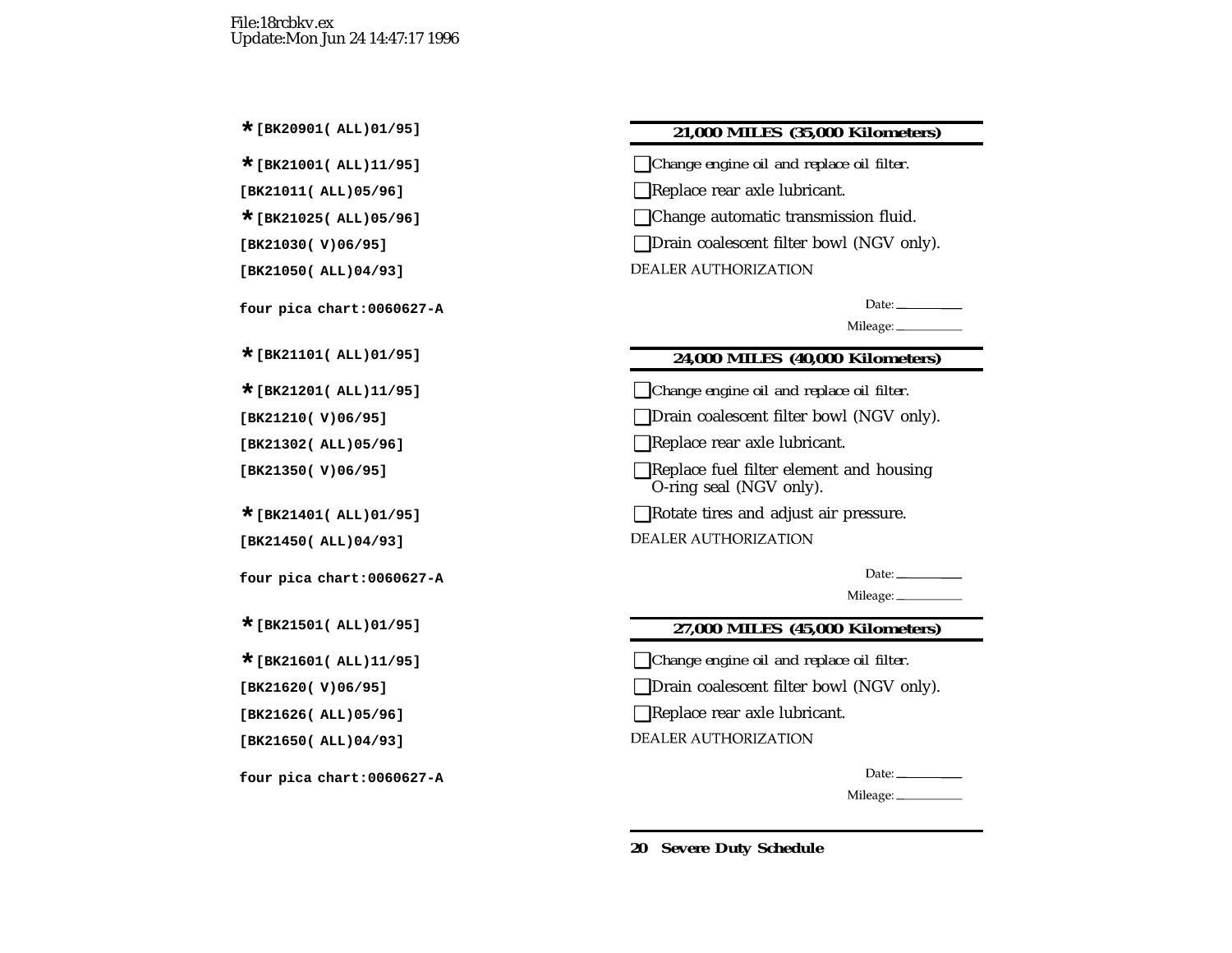File:18rcbkv.ex
Update:Mon Jun 24 14:47:17 1996

*[BK20901( ALL)01/95]

*[BK21001( ALL)11/95]

[BK21011( ALL)05/96]

*[BK21025( ALL)05/96]

[BK21030( V)06/95]

[BK21050( ALL)04/93]

four pica chart:0060627-A

### 21,000 MILES (35,000 Kilometers)

- ❑ Change engine oil and replace oil filter.
- ❑ Replace rear axle lubricant.
- ❑ Change automatic transmission fluid.
- ❑ Drain coalescent filter bowl (NGV only).

DEALER AUTHORIZATION

Date: \_\_\_\_\_\_\_\_

Mileage: \_\_\_\_\_\_\_\_

*[BK21101( ALL)01/95]

*[BK21201( ALL)11/95]

[BK21210( V)06/95]

[BK21302( ALL)05/96]

[BK21350( V)06/95]

*[BK21401( ALL)01/95]

[BK21450( ALL)04/93]

four pica chart:0060627-A

### 24,000 MILES (40,000 Kilometers)

- ❑ Change engine oil and replace oil filter.
- ❑ Drain coalescent filter bowl (NGV only).
- ❑ Replace rear axle lubricant.
- ❑ Replace fuel filter element and housing O-ring seal (NGV only).
- ❑ Rotate tires and adjust air pressure.

DEALER AUTHORIZATION

Date: \_\_\_\_\_\_\_\_

Mileage: \_\_\_\_\_\_\_\_

*[BK21501( ALL)01/95]

*[BK21601( ALL)11/95]

[BK21620( V)06/95]

[BK21626( ALL)05/96]

[BK21650( ALL)04/93]

four pica chart:0060627-A

### 27,000 MILES (45,000 Kilometers)

- ❑ Change engine oil and replace oil filter.
- ❑ Drain coalescent filter bowl (NGV only).
- ❑ Replace rear axle lubricant.

DEALER AUTHORIZATION

Date: \_\_\_\_\_\_\_\_

Mileage: \_\_\_\_\_\_\_\_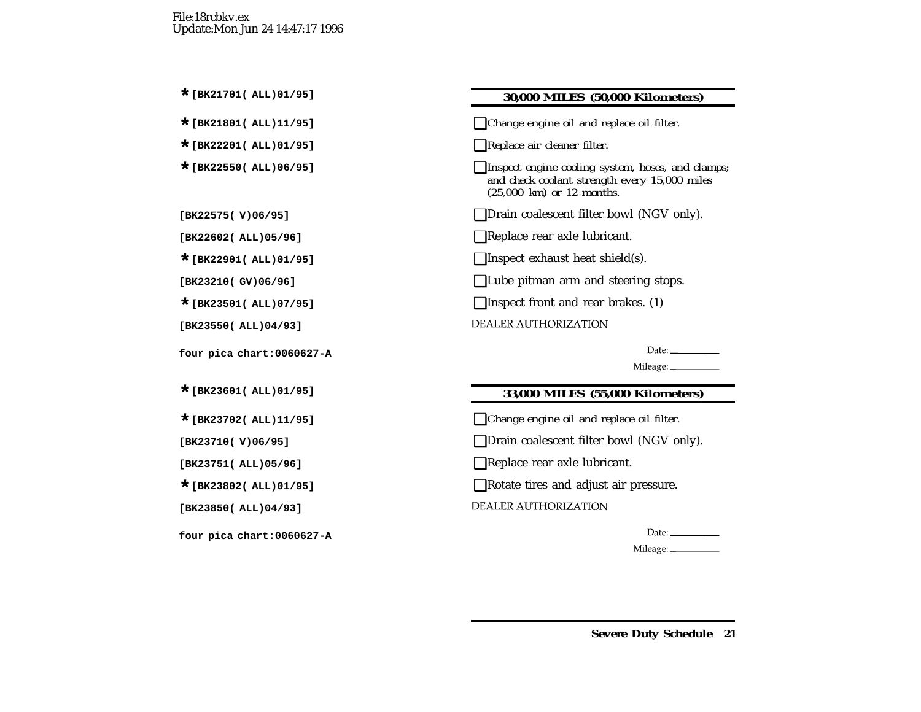File:18rcbkv.ex
Update:Mon Jun 24 14:47:17 1996

*[BK21701( ALL)01/95]

## 30,000 MILES (50,000 Kilometers)

*[BK21801( ALL)11/95]

- ☐ *Change engine oil and replace oil filter.*

*[BK22201( ALL)01/95]

- ☐ *Replace air cleaner filter.*

*[BK22550( ALL)06/95]

- ☐ *Inspect engine cooling system, hoses, and clamps; and check coolant strength every 15,000 miles (25,000 km) or 12 months.*

[BK22575( V)06/95]

- ☐ Drain coalescent filter bowl (NGV only).

[BK22602( ALL)05/96]

- ☐ Replace rear axle lubricant.

*[BK22901( ALL)01/95]

- ☐ Inspect exhaust heat shield(s).

[BK23210( GV)06/96]

- ☐ Lube pitman arm and steering stops.

*[BK23501( ALL)07/95]

- ☐ Inspect front and rear brakes. (1)

[BK23550( ALL)04/93]

DEALER AUTHORIZATION

four pica chart:0060627-A

Date: ________

Mileage: ________

*[BK23601( ALL)01/95]

## 33,000 MILES (55,000 Kilometers)

*[BK23702( ALL)11/95]

- ☐ *Change engine oil and replace oil filter.*

[BK23710( V)06/95]

- ☐ Drain coalescent filter bowl (NGV only).

[BK23751( ALL)05/96]

- ☐ Replace rear axle lubricant.

*[BK23802( ALL)01/95]

- ☐ Rotate tires and adjust air pressure.

[BK23850( ALL)04/93]

DEALER AUTHORIZATION

four pica chart:0060627-A

Date: ________

Mileage: ________

**Severe Duty Schedule**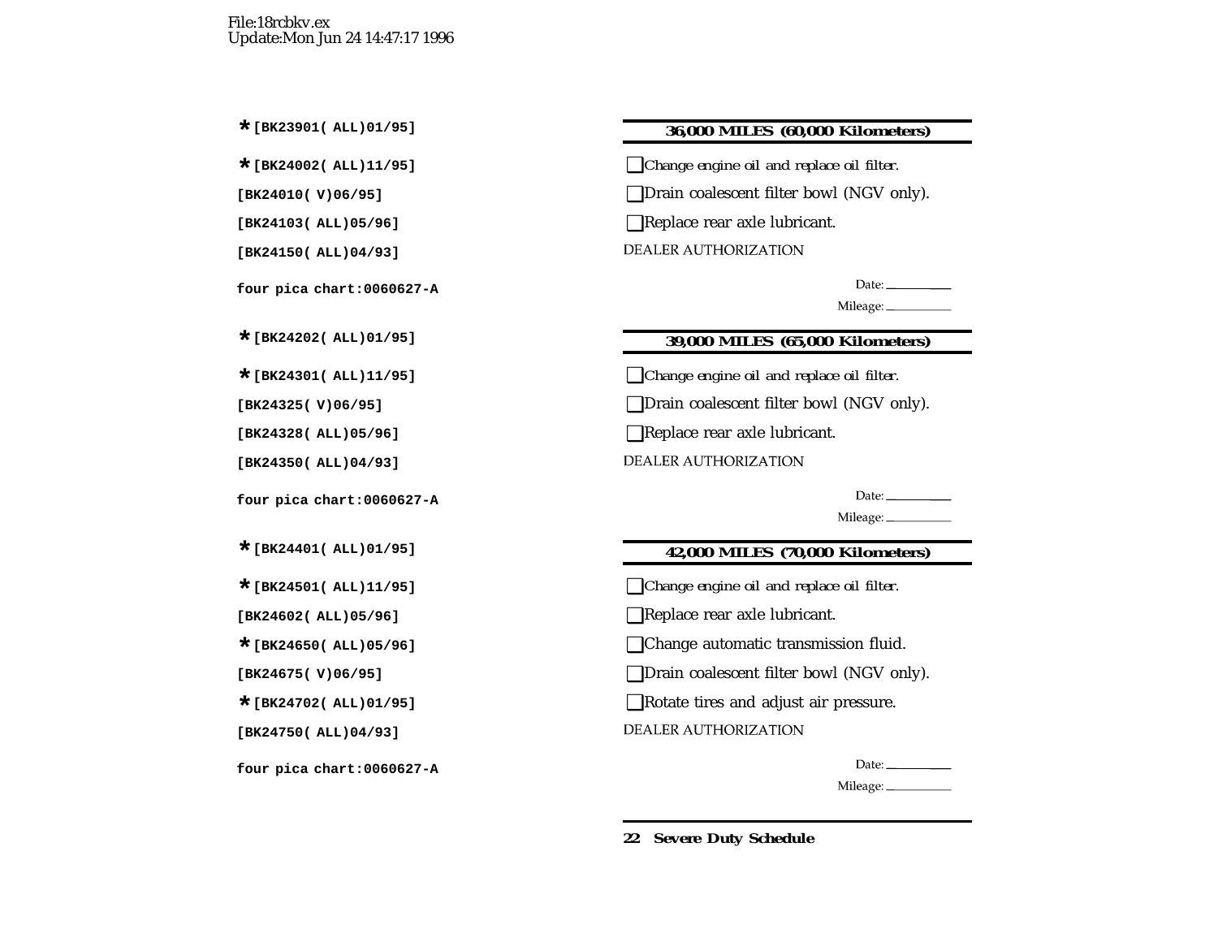File:18rcbkv.ex
Update:Mon Jun 24 14:47:17 1996

*[BK23901( ALL)01/95]

*[BK24002( ALL)11/95]

[BK24010( V)06/95]

[BK24103( ALL)05/96]

[BK24150( ALL)04/93]

four pica chart:0060627-A

**36,000 MILES (60,000 Kilometers)**

- ☐ *Change engine oil and replace oil filter.*
- ☐ Drain coalescent filter bowl (NGV only).
- ☐ Replace rear axle lubricant.

DEALER AUTHORIZATION

Date: \_\_\_\_\_\_\_\_

Mileage: \_\_\_\_\_\_\_\_

*[BK24202( ALL)01/95]

*[BK24301( ALL)11/95]

[BK24325( V)06/95]

[BK24328( ALL)05/96]

[BK24350( ALL)04/93]

four pica chart:0060627-A

**39,000 MILES (65,000 Kilometers)**

- ☐ *Change engine oil and replace oil filter.*
- ☐ Drain coalescent filter bowl (NGV only).
- ☐ Replace rear axle lubricant.

DEALER AUTHORIZATION

Date: \_\_\_\_\_\_\_\_

Mileage: \_\_\_\_\_\_\_\_

*[BK24401( ALL)01/95]

*[BK24501( ALL)11/95]

[BK24602( ALL)05/96]

*[BK24650( ALL)05/96]

[BK24675( V)06/95]

*[BK24702( ALL)01/95]

[BK24750( ALL)04/93]

four pica chart:0060627-A

**42,000 MILES (70,000 Kilometers)**

- ☐ *Change engine oil and replace oil filter.*
- ☐ Replace rear axle lubricant.
- ☐ Change automatic transmission fluid.
- ☐ Drain coalescent filter bowl (NGV only).
- ☐ Rotate tires and adjust air pressure.

DEALER AUTHORIZATION

Date: \_\_\_\_\_\_\_\_

Mileage: \_\_\_\_\_\_\_\_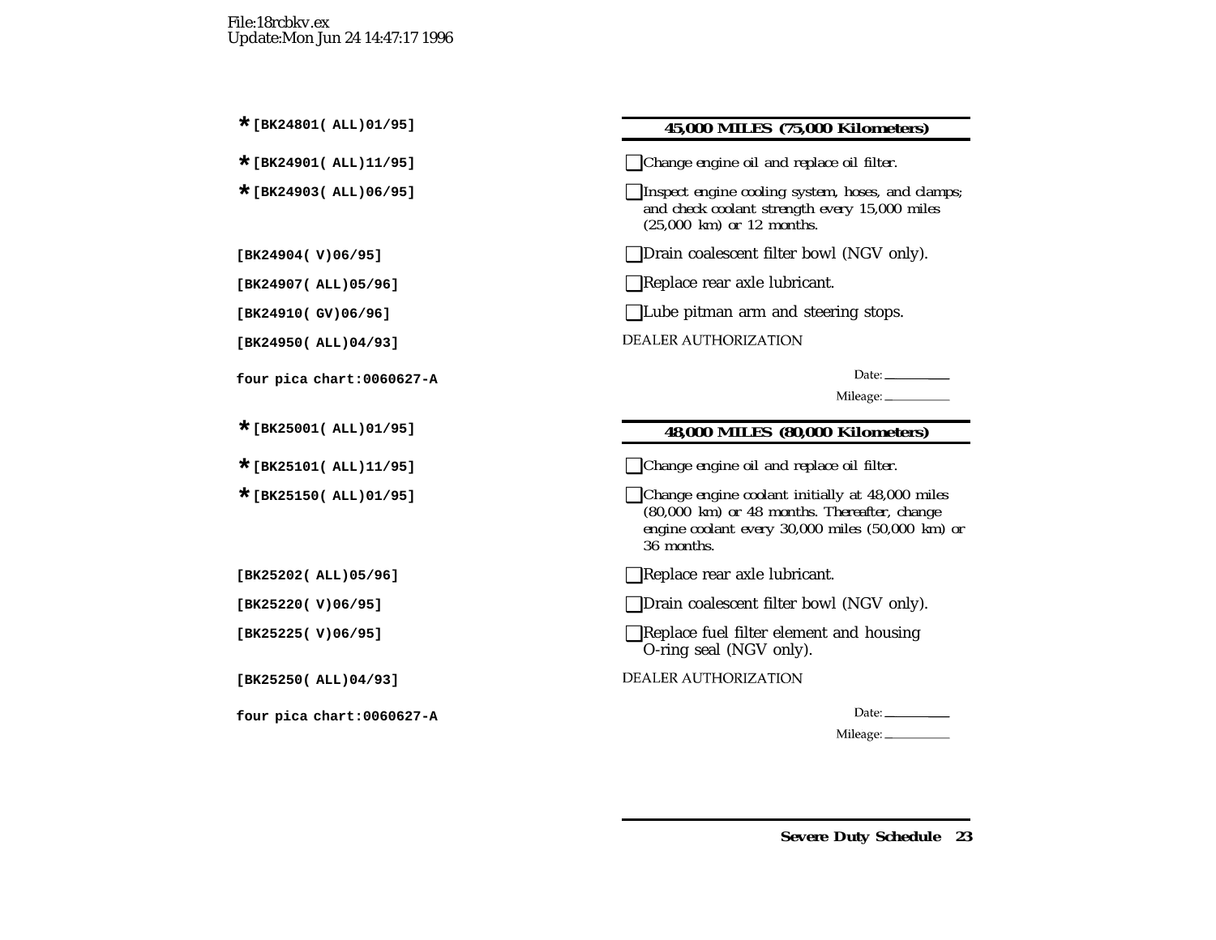File:18rcbkv.ex
Update:Mon Jun 24 14:47:17 1996

*[BK24801( ALL)01/95]

### 45,000 MILES (75,000 Kilometers)

*[BK24901( ALL)11/95]

☐ *Change engine oil and replace oil filter.*

*[BK24903( ALL)06/95]

☐ *Inspect engine cooling system, hoses, and clamps; and check coolant strength every 15,000 miles (25,000 km) or 12 months.*

[BK24904( V)06/95]

☐ Drain coalescent filter bowl (NGV only).

[BK24907( ALL)05/96]

☐ Replace rear axle lubricant.

[BK24910( GV)06/96]

☐ Lube pitman arm and steering stops.

[BK24950( ALL)04/93]

DEALER AUTHORIZATION

four pica chart:0060627-A

Date: ________

Mileage: ________

*[BK25001( ALL)01/95]

### 48,000 MILES (80,000 Kilometers)

*[BK25101( ALL)11/95]

☐ *Change engine oil and replace oil filter.*

*[BK25150( ALL)01/95]

☐ *Change engine coolant initially at 48,000 miles (80,000 km) or 48 months. Thereafter, change engine coolant every 30,000 miles (50,000 km) or 36 months.*

[BK25202( ALL)05/96]

☐ Replace rear axle lubricant.

[BK25220( V)06/95]

☐ Drain coalescent filter bowl (NGV only).

[BK25225( V)06/95]

☐ Replace fuel filter element and housing O-ring seal (NGV only).

[BK25250( ALL)04/93]

DEALER AUTHORIZATION

four pica chart:0060627-A

Date: ________

Mileage: ________

**Severe Duty Schedule**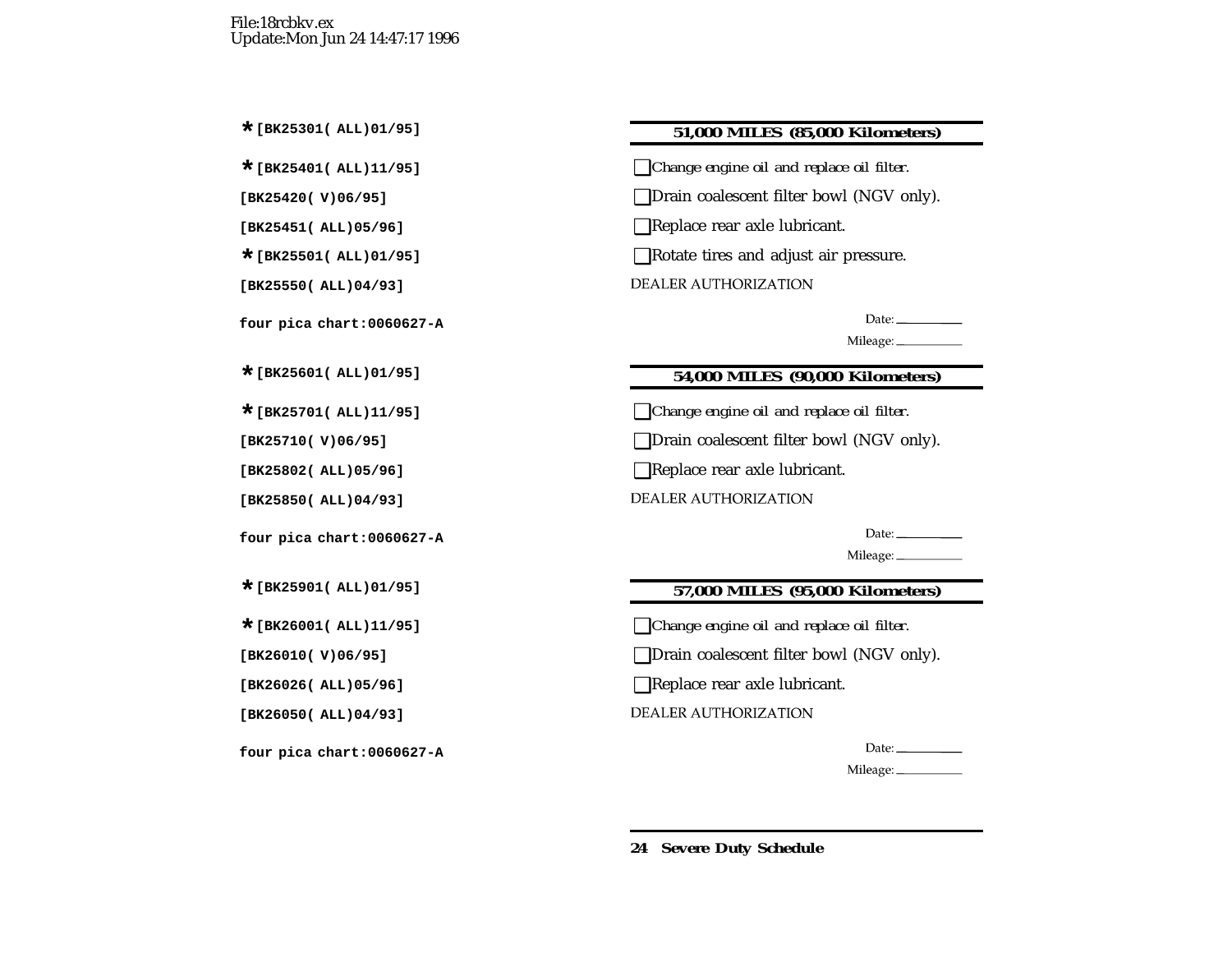*[BK25301( ALL)01/95]

*[BK25401( ALL)11/95]

[BK25420( V)06/95]

[BK25451( ALL)05/96]

*[BK25501( ALL)01/95]

[BK25550( ALL)04/93]

four pica chart:0060627-A

*[BK25601( ALL)01/95]

*[BK25701( ALL)11/95]

[BK25710( V)06/95]

[BK25802( ALL)05/96]

[BK25850( ALL)04/93]

four pica chart:0060627-A

*[BK25901( ALL)01/95]

*[BK26001( ALL)11/95]

[BK26010( V)06/95]

[BK26026( ALL)05/96]

[BK26050( ALL)04/93]

four pica chart:0060627-A

## 51,000 MILES (85,000 Kilometers)

- ☐ *Change engine oil and replace oil filter.*
- ☐ Drain coalescent filter bowl (NGV only).
- ☐ Replace rear axle lubricant.
- ☐ Rotate tires and adjust air pressure.

DEALER AUTHORIZATION

Date: ________

Mileage: ________

## 54,000 MILES (90,000 Kilometers)

- ☐ *Change engine oil and replace oil filter.*
- ☐ Drain coalescent filter bowl (NGV only).
- ☐ Replace rear axle lubricant.

DEALER AUTHORIZATION

Date: ________

Mileage: ________

## 57,000 MILES (95,000 Kilometers)

- ☐ *Change engine oil and replace oil filter.*
- ☐ Drain coalescent filter bowl (NGV only).
- ☐ Replace rear axle lubricant.

DEALER AUTHORIZATION

Date: ________

Mileage: ________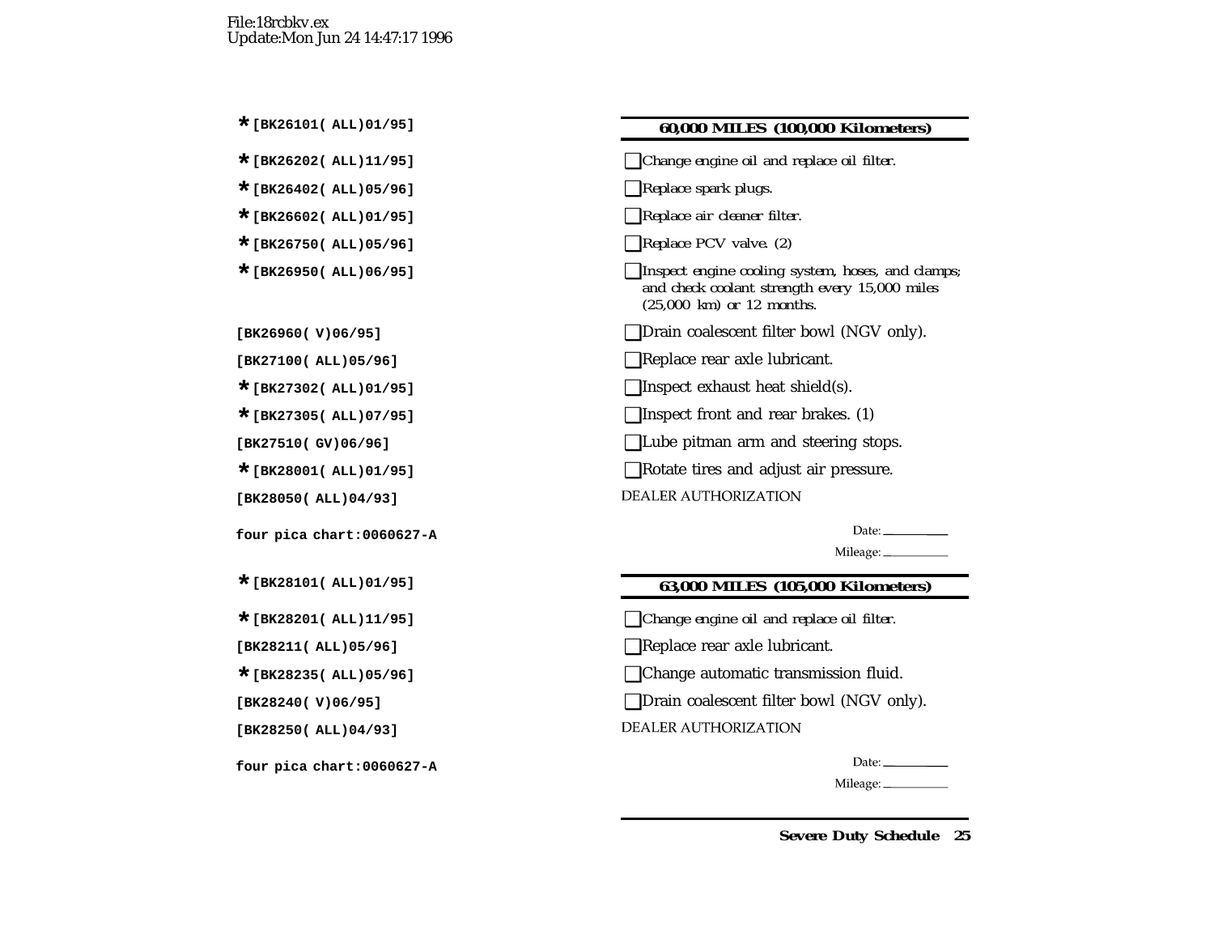File:18rcbkv.ex
Update:Mon Jun 24 14:47:17 1996

*[BK26101( ALL)01/95]

## 60,000 MILES (100,000 Kilometers)

*[BK26202( ALL)11/95]
- ☐ Change engine oil and replace oil filter.

*[BK26402( ALL)05/96]
- ☐ Replace spark plugs.

*[BK26602( ALL)01/95]
- ☐ Replace air cleaner filter.

*[BK26750( ALL)05/96]
- ☐ Replace PCV valve. (2)

*[BK26950( ALL)06/95]
- ☐ Inspect engine cooling system, hoses, and clamps; and check coolant strength every 15,000 miles (25,000 km) or 12 months.

[BK26960( V)06/95]
- ☐ Drain coalescent filter bowl (NGV only).

[BK27100( ALL)05/96]
- ☐ Replace rear axle lubricant.

*[BK27302( ALL)01/95]
- ☐ Inspect exhaust heat shield(s).

*[BK27305( ALL)07/95]
- ☐ Inspect front and rear brakes. (1)

[BK27510( GV)06/96]
- ☐ Lube pitman arm and steering stops.

*[BK28001( ALL)01/95]
- ☐ Rotate tires and adjust air pressure.

[BK28050( ALL)04/93]

DEALER AUTHORIZATION

four pica chart:0060627-A

Date: ________

Mileage: ________

*[BK28101( ALL)01/95]

## 63,000 MILES (105,000 Kilometers)

*[BK28201( ALL)11/95]
- ☐ Change engine oil and replace oil filter.

[BK28211( ALL)05/96]
- ☐ Replace rear axle lubricant.

*[BK28235( ALL)05/96]
- ☐ Change automatic transmission fluid.

[BK28240( V)06/95]
- ☐ Drain coalescent filter bowl (NGV only).

[BK28250( ALL)04/93]

DEALER AUTHORIZATION

four pica chart:0060627-A

Date: ________

Mileage: ________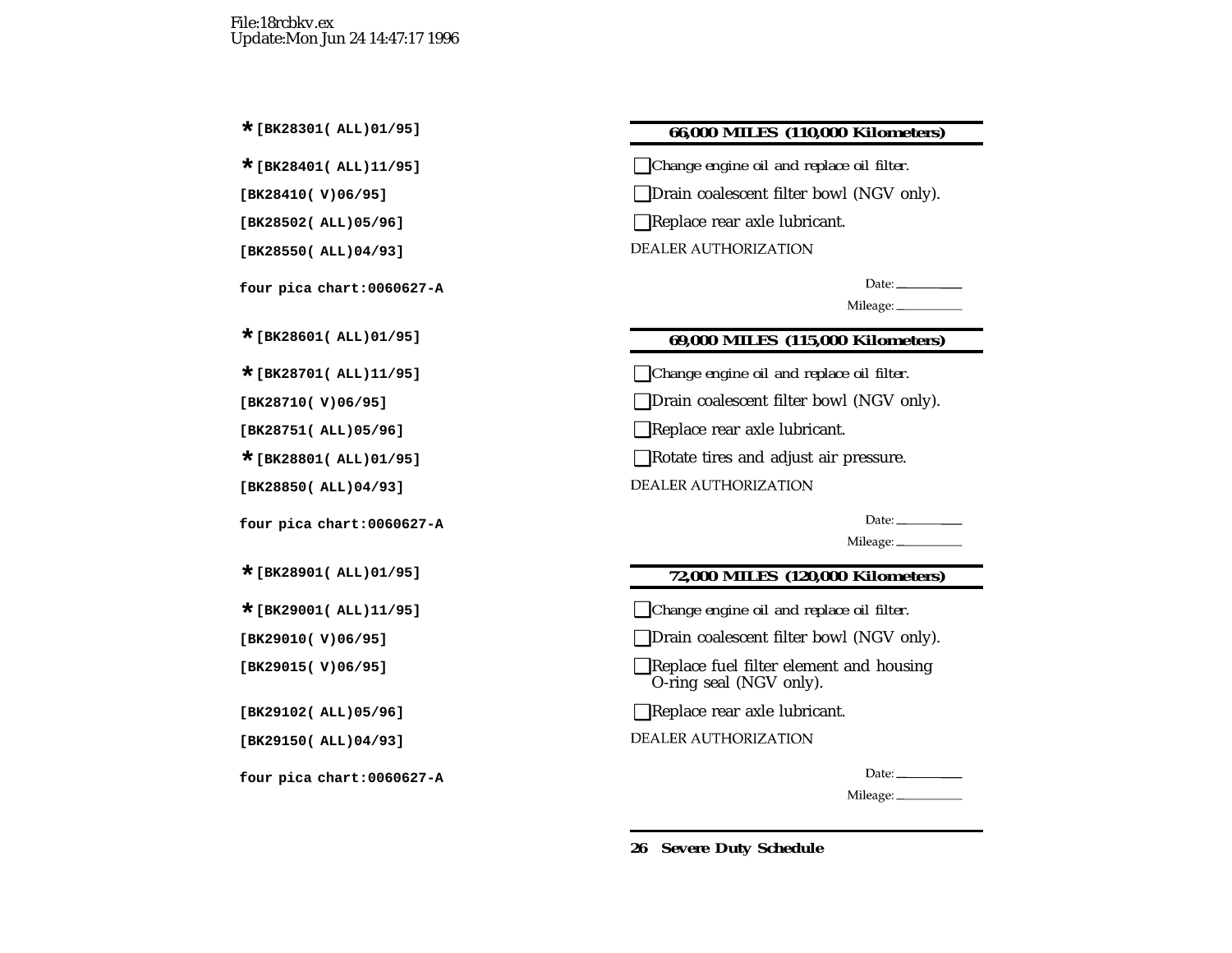*[BK28301( ALL)01/95]

*[BK28401( ALL)11/95]

[BK28410( V)06/95]

[BK28502( ALL)05/96]

[BK28550( ALL)04/93]

four pica chart:0060627-A

### 66,000 MILES (110,000 Kilometers)

- ☐ *Change engine oil and replace oil filter.*
- ☐ Drain coalescent filter bowl (NGV only).
- ☐ Replace rear axle lubricant.

DEALER AUTHORIZATION

Date: ________

Mileage: ________

*[BK28601( ALL)01/95]

*[BK28701( ALL)11/95]

[BK28710( V)06/95]

[BK28751( ALL)05/96]

*[BK28801( ALL)01/95]

[BK28850( ALL)04/93]

four pica chart:0060627-A

### 69,000 MILES (115,000 Kilometers)

- ☐ *Change engine oil and replace oil filter.*
- ☐ Drain coalescent filter bowl (NGV only).
- ☐ Replace rear axle lubricant.
- ☐ Rotate tires and adjust air pressure.

DEALER AUTHORIZATION

Date: ________

Mileage: ________

*[BK28901( ALL)01/95]

*[BK29001( ALL)11/95]

[BK29010( V)06/95]

[BK29015( V)06/95]

[BK29102( ALL)05/96]

[BK29150( ALL)04/93]

four pica chart:0060627-A

### 72,000 MILES (120,000 Kilometers)

- ☐ *Change engine oil and replace oil filter.*
- ☐ Drain coalescent filter bowl (NGV only).
- ☐ Replace fuel filter element and housing O-ring seal (NGV only).
- ☐ Replace rear axle lubricant.

DEALER AUTHORIZATION

Date: ________

Mileage: ________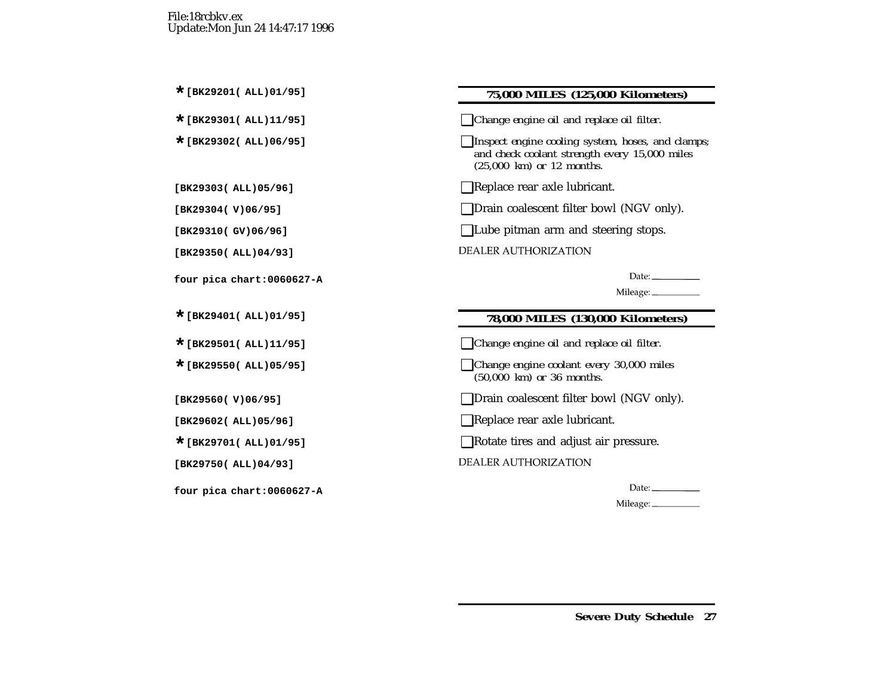File:18rcbkv.ex
Update:Mon Jun 24 14:47:17 1996

*[BK29201( ALL)01/95]

*[BK29301( ALL)11/95]

*[BK29302( ALL)06/95]

[BK29303( ALL)05/96]

[BK29304( V)06/95]

[BK29310( GV)06/96]

[BK29350( ALL)04/93]

four pica chart:0060627-A

## 75,000 MILES (125,000 Kilometers)

- ☐ *Change engine oil and replace oil filter.*
- ☐ *Inspect engine cooling system, hoses, and clamps; and check coolant strength every 15,000 miles (25,000 km) or 12 months.*
- ☐ Replace rear axle lubricant.
- ☐ Drain coalescent filter bowl (NGV only).
- ☐ Lube pitman arm and steering stops.

DEALER AUTHORIZATION

Date: \_\_\_\_\_\_\_\_\_\_

Mileage: \_\_\_\_\_\_\_\_\_\_

*[BK29401( ALL)01/95]

*[BK29501( ALL)11/95]

*[BK29550( ALL)05/95]

[BK29560( V)06/95]

[BK29602( ALL)05/96]

*[BK29701( ALL)01/95]

[BK29750( ALL)04/93]

four pica chart:0060627-A

## 78,000 MILES (130,000 Kilometers)

- ☐ *Change engine oil and replace oil filter.*
- ☐ *Change engine coolant every 30,000 miles (50,000 km) or 36 months.*
- ☐ Drain coalescent filter bowl (NGV only).
- ☐ Replace rear axle lubricant.
- ☐ Rotate tires and adjust air pressure.

DEALER AUTHORIZATION

Date: \_\_\_\_\_\_\_\_\_\_

Mileage: \_\_\_\_\_\_\_\_\_\_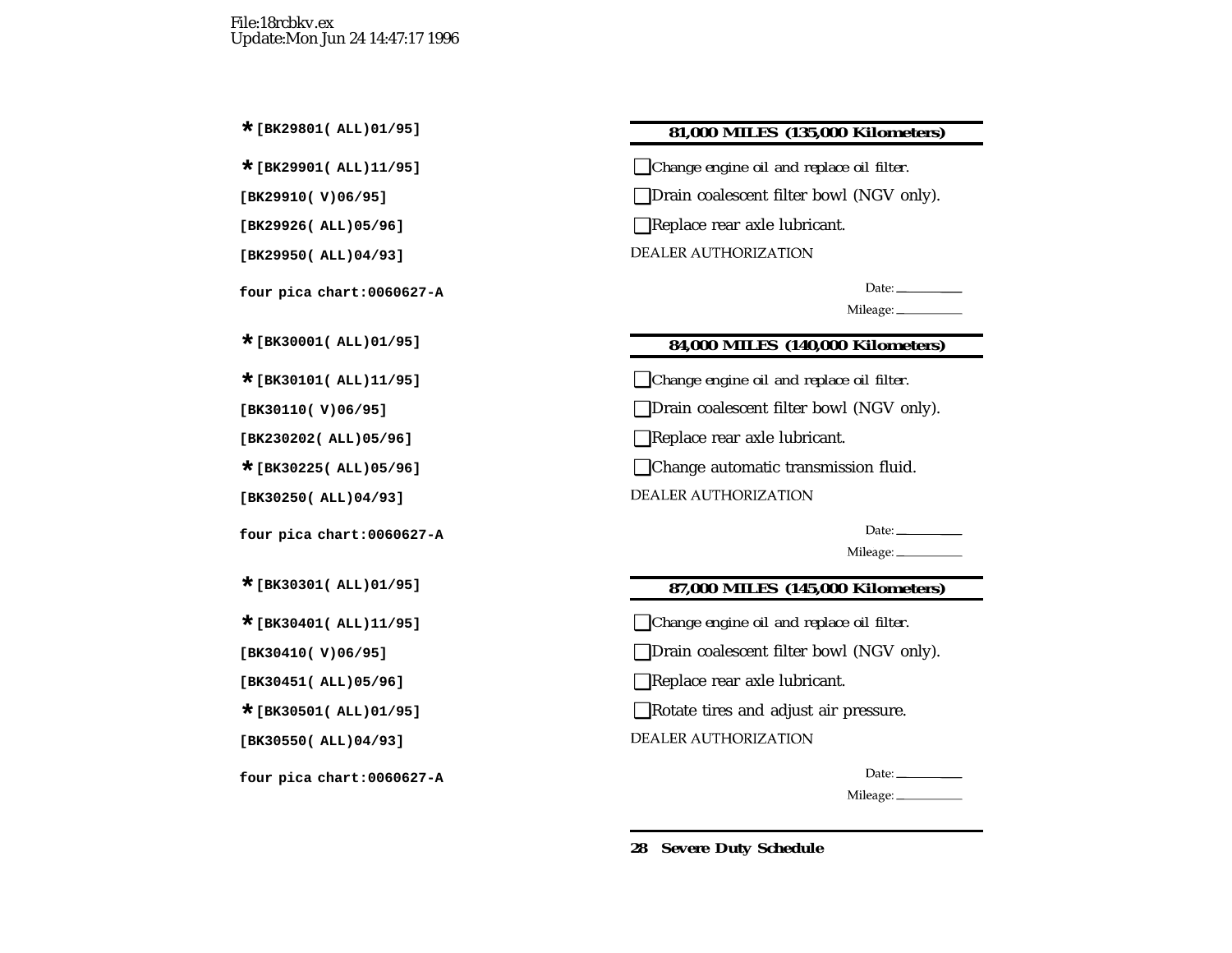File:18rcbkv.ex
Update:Mon Jun 24 14:47:17 1996

*[BK29801( ALL)01/95]

*[BK29901( ALL)11/95]

[BK29910( V)06/95]

[BK29926( ALL)05/96]

[BK29950( ALL)04/93]

four pica chart:0060627-A

### 81,000 MILES (135,000 Kilometers)

- ☐ *Change engine oil and replace oil filter.*
- ☐ Drain coalescent filter bowl (NGV only).
- ☐ Replace rear axle lubricant.

DEALER AUTHORIZATION

Date: ________

Mileage: ________

*[BK30001( ALL)01/95]

*[BK30101( ALL)11/95]

[BK30110( V)06/95]

[BK230202( ALL)05/96]

*[BK30225( ALL)05/96]

[BK30250( ALL)04/93]

four pica chart:0060627-A

### 84,000 MILES (140,000 Kilometers)

- ☐ *Change engine oil and replace oil filter.*
- ☐ Drain coalescent filter bowl (NGV only).
- ☐ Replace rear axle lubricant.
- ☐ Change automatic transmission fluid.

DEALER AUTHORIZATION

Date: ________

Mileage: ________

*[BK30301( ALL)01/95]

*[BK30401( ALL)11/95]

[BK30410( V)06/95]

[BK30451( ALL)05/96]

*[BK30501( ALL)01/95]

[BK30550( ALL)04/93]

four pica chart:0060627-A

### 87,000 MILES (145,000 Kilometers)

- ☐ *Change engine oil and replace oil filter.*
- ☐ Drain coalescent filter bowl (NGV only).
- ☐ Replace rear axle lubricant.
- ☐ Rotate tires and adjust air pressure.

DEALER AUTHORIZATION

Date: ________

Mileage: ________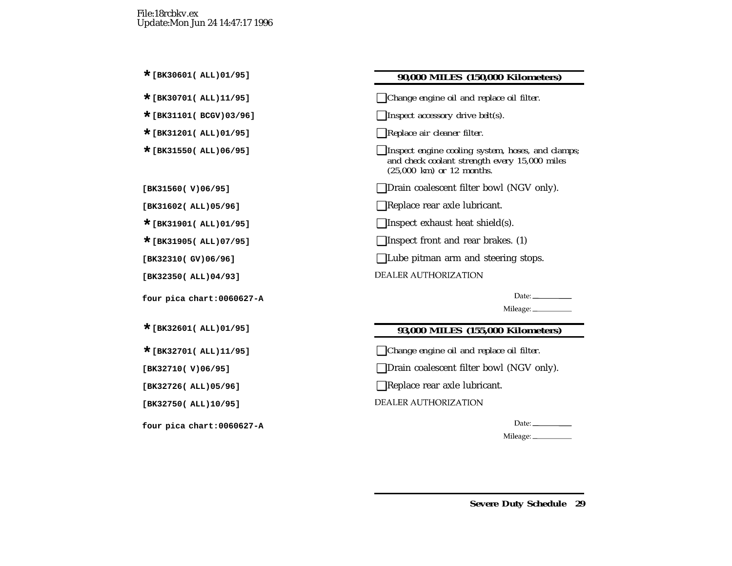File:18rcbkv.ex
Update:Mon Jun 24 14:47:17 1996

*[BK30601( ALL)01/95]

## 90,000 MILES (150,000 Kilometers)

*[BK30701( ALL)11/95]

- ☐ Change engine oil and replace oil filter.

*[BK31101( BCGV)03/96]

- ☐ Inspect accessory drive belt(s).

*[BK31201( ALL)01/95]

- ☐ Replace air cleaner filter.

*[BK31550( ALL)06/95]

- ☐ Inspect engine cooling system, hoses, and clamps; and check coolant strength every 15,000 miles (25,000 km) or 12 months.

[BK31560( V)06/95]

- ☐ Drain coalescent filter bowl (NGV only).

[BK31602( ALL)05/96]

- ☐ Replace rear axle lubricant.

*[BK31901( ALL)01/95]

- ☐ Inspect exhaust heat shield(s).

*[BK31905( ALL)07/95]

- ☐ Inspect front and rear brakes. (1)

[BK32310( GV)06/96]

- ☐ Lube pitman arm and steering stops.

[BK32350( ALL)04/93]

DEALER AUTHORIZATION

four pica chart:0060627-A

Date: ________

Mileage: ________

*[BK32601( ALL)01/95]

## 93,000 MILES (155,000 Kilometers)

*[BK32701( ALL)11/95]

- ☐ Change engine oil and replace oil filter.

[BK32710( V)06/95]

- ☐ Drain coalescent filter bowl (NGV only).

[BK32726( ALL)05/96]

- ☐ Replace rear axle lubricant.

[BK32750( ALL)10/95]

DEALER AUTHORIZATION

four pica chart:0060627-A

Date: ________

Mileage: ________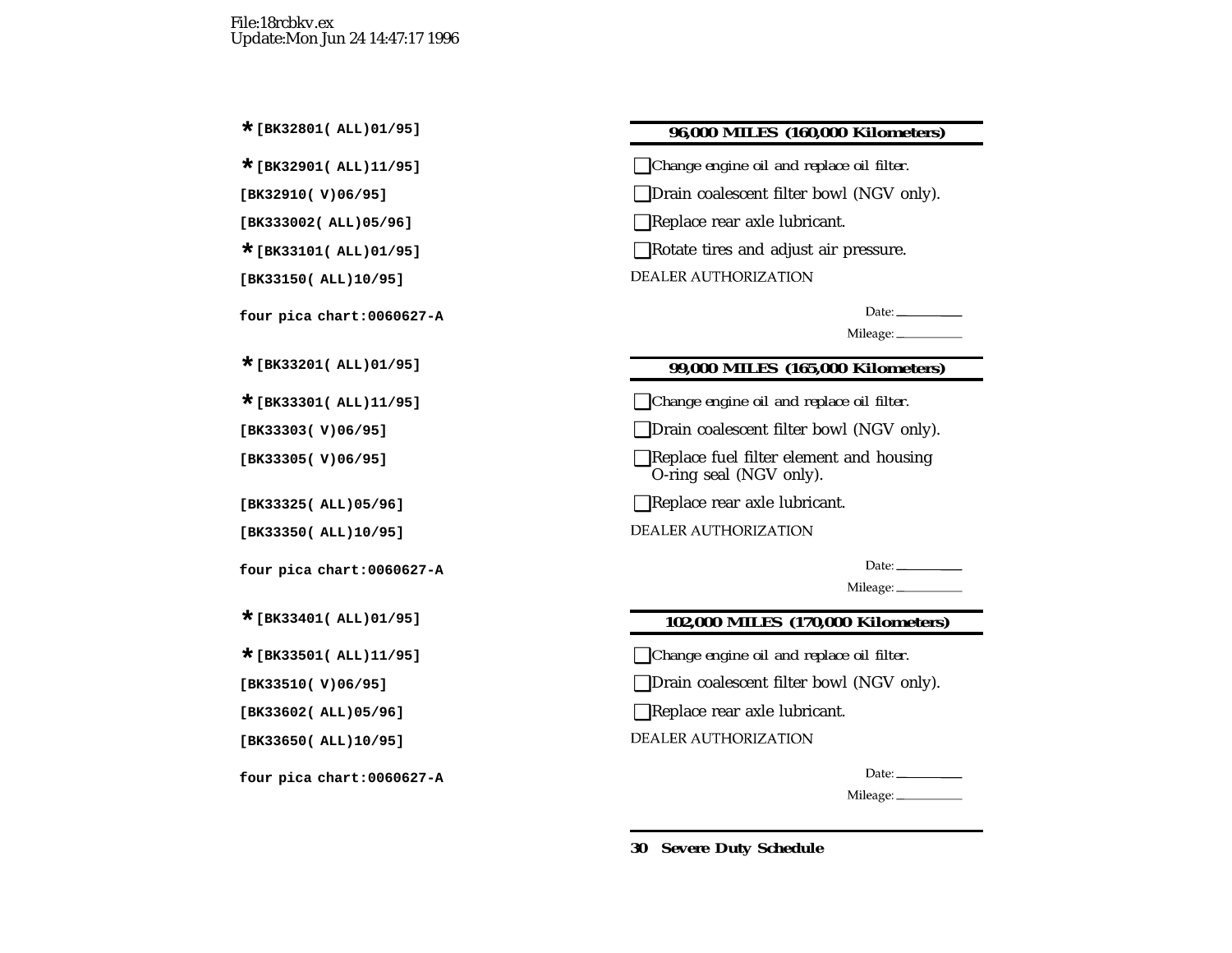File:18rcbkv.ex
Update:Mon Jun 24 14:47:17 1996

*[BK32801( ALL)01/95]

*[BK32901( ALL)11/95]

[BK32910( V)06/95]

[BK333002( ALL)05/96]

*[BK33101( ALL)01/95]

[BK33150( ALL)10/95]

four pica chart:0060627-A

### 96,000 MILES (160,000 Kilometers)

- ❑ *Change engine oil and replace oil filter.*
- ❑ Drain coalescent filter bowl (NGV only).
- ❑ Replace rear axle lubricant.
- ❑ Rotate tires and adjust air pressure.

DEALER AUTHORIZATION

Date: ________

Mileage: ________

*[BK33201( ALL)01/95]

*[BK33301( ALL)11/95]

[BK33303( V)06/95]

[BK33305( V)06/95]

[BK33325( ALL)05/96]

[BK33350( ALL)10/95]

four pica chart:0060627-A

### 99,000 MILES (165,000 Kilometers)

- ❑ *Change engine oil and replace oil filter.*
- ❑ Drain coalescent filter bowl (NGV only).
- ❑ Replace fuel filter element and housing O-ring seal (NGV only).
- ❑ Replace rear axle lubricant.

DEALER AUTHORIZATION

Date: ________

Mileage: ________

*[BK33401( ALL)01/95]

*[BK33501( ALL)11/95]

[BK33510( V)06/95]

[BK33602( ALL)05/96]

[BK33650( ALL)10/95]

four pica chart:0060627-A

### 102,000 MILES (170,000 Kilometers)

- ❑ *Change engine oil and replace oil filter.*
- ❑ Drain coalescent filter bowl (NGV only).
- ❑ Replace rear axle lubricant.

DEALER AUTHORIZATION

Date: ________

Mileage: ________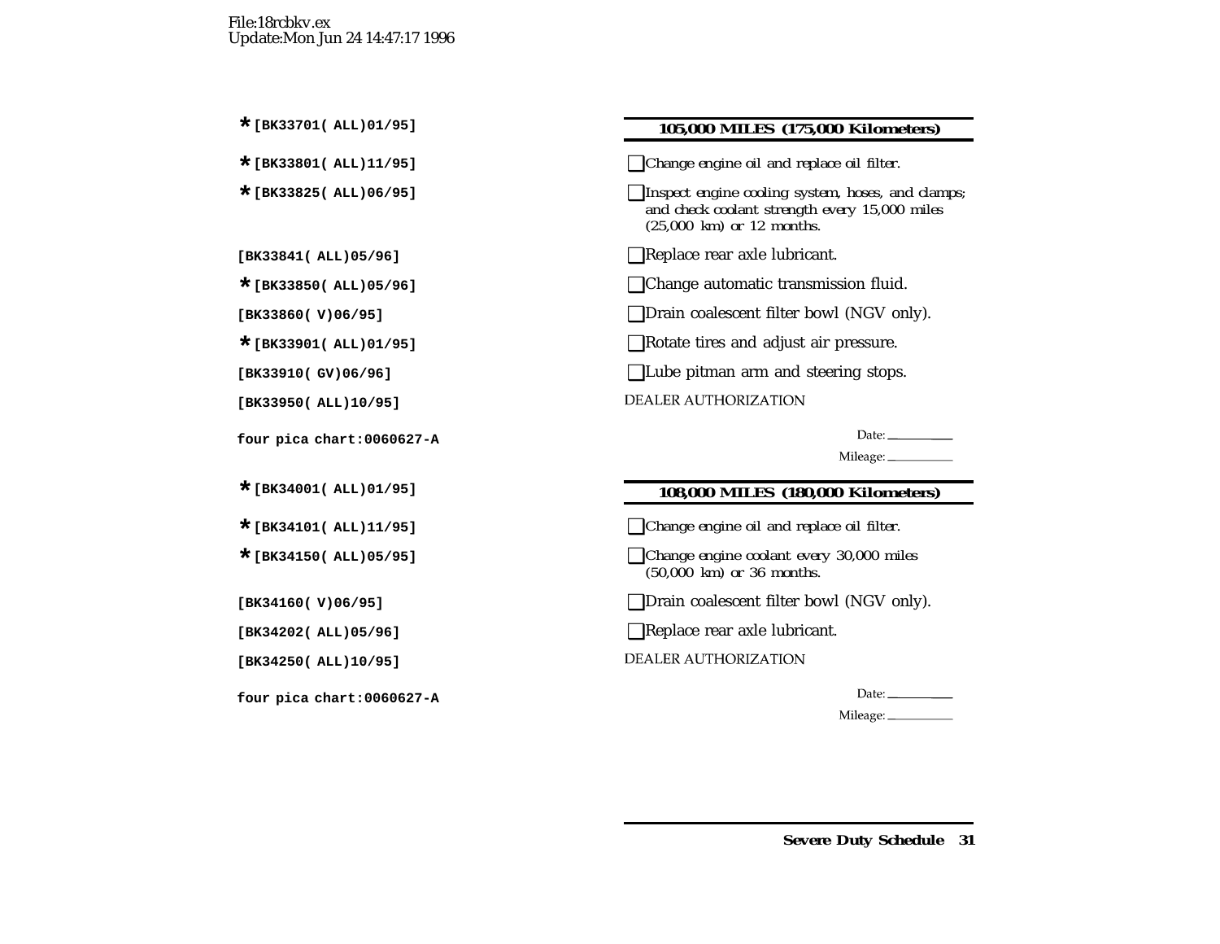File:18rcbkv.ex
Update:Mon Jun 24 14:47:17 1996

*[BK33701( ALL)01/95]

## 105,000 MILES (175,000 Kilometers)

*[BK33801( ALL)11/95]

- ☐ Change engine oil and replace oil filter.

*[BK33825( ALL)06/95]

- ☐ Inspect engine cooling system, hoses, and clamps; and check coolant strength every 15,000 miles (25,000 km) or 12 months.

[BK33841( ALL)05/96]

- ☐ Replace rear axle lubricant.

*[BK33850( ALL)05/96]

- ☐ Change automatic transmission fluid.

[BK33860( V)06/95]

- ☐ Drain coalescent filter bowl (NGV only).

*[BK33901( ALL)01/95]

- ☐ Rotate tires and adjust air pressure.

[BK33910( GV)06/96]

- ☐ Lube pitman arm and steering stops.

[BK33950( ALL)10/95]

DEALER AUTHORIZATION

four pica chart:0060627-A

Date: ________

Mileage: ________

*[BK34001( ALL)01/95]

## 108,000 MILES (180,000 Kilometers)

*[BK34101( ALL)11/95]

- ☐ Change engine oil and replace oil filter.

*[BK34150( ALL)05/95]

- ☐ Change engine coolant every 30,000 miles (50,000 km) or 36 months.

[BK34160( V)06/95]

- ☐ Drain coalescent filter bowl (NGV only).

[BK34202( ALL)05/96]

- ☐ Replace rear axle lubricant.

[BK34250( ALL)10/95]

DEALER AUTHORIZATION

four pica chart:0060627-A

Date: ________

Mileage: ________

**Severe Duty Schedule**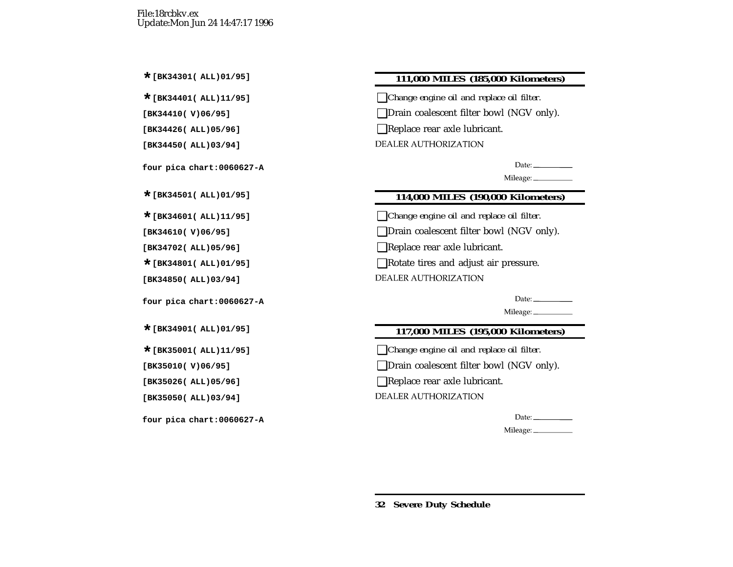*[BK34301( ALL)01/95]

*[BK34401( ALL)11/95]

[BK34410( V)06/95]

[BK34426( ALL)05/96]

[BK34450( ALL)03/94]

four pica chart:0060627-A

### 111,000 MILES (185,000 Kilometers)

- ☐ Change engine oil and replace oil filter.
- ☐ Drain coalescent filter bowl (NGV only).
- ☐ Replace rear axle lubricant.

DEALER AUTHORIZATION

Date: ___________

Mileage: ___________

*[BK34501( ALL)01/95]

*[BK34601( ALL)11/95]

[BK34610( V)06/95]

[BK34702( ALL)05/96]

*[BK34801( ALL)01/95]

[BK34850( ALL)03/94]

four pica chart:0060627-A

### 114,000 MILES (190,000 Kilometers)

- ☐ Change engine oil and replace oil filter.
- ☐ Drain coalescent filter bowl (NGV only).
- ☐ Replace rear axle lubricant.
- ☐ Rotate tires and adjust air pressure.

DEALER AUTHORIZATION

Date: ___________

Mileage: ___________

*[BK34901( ALL)01/95]

*[BK35001( ALL)11/95]

[BK35010( V)06/95]

[BK35026( ALL)05/96]

[BK35050( ALL)03/94]

four pica chart:0060627-A

### 117,000 MILES (195,000 Kilometers)

- ☐ Change engine oil and replace oil filter.
- ☐ Drain coalescent filter bowl (NGV only).
- ☐ Replace rear axle lubricant.

DEALER AUTHORIZATION

Date: ___________

Mileage: ___________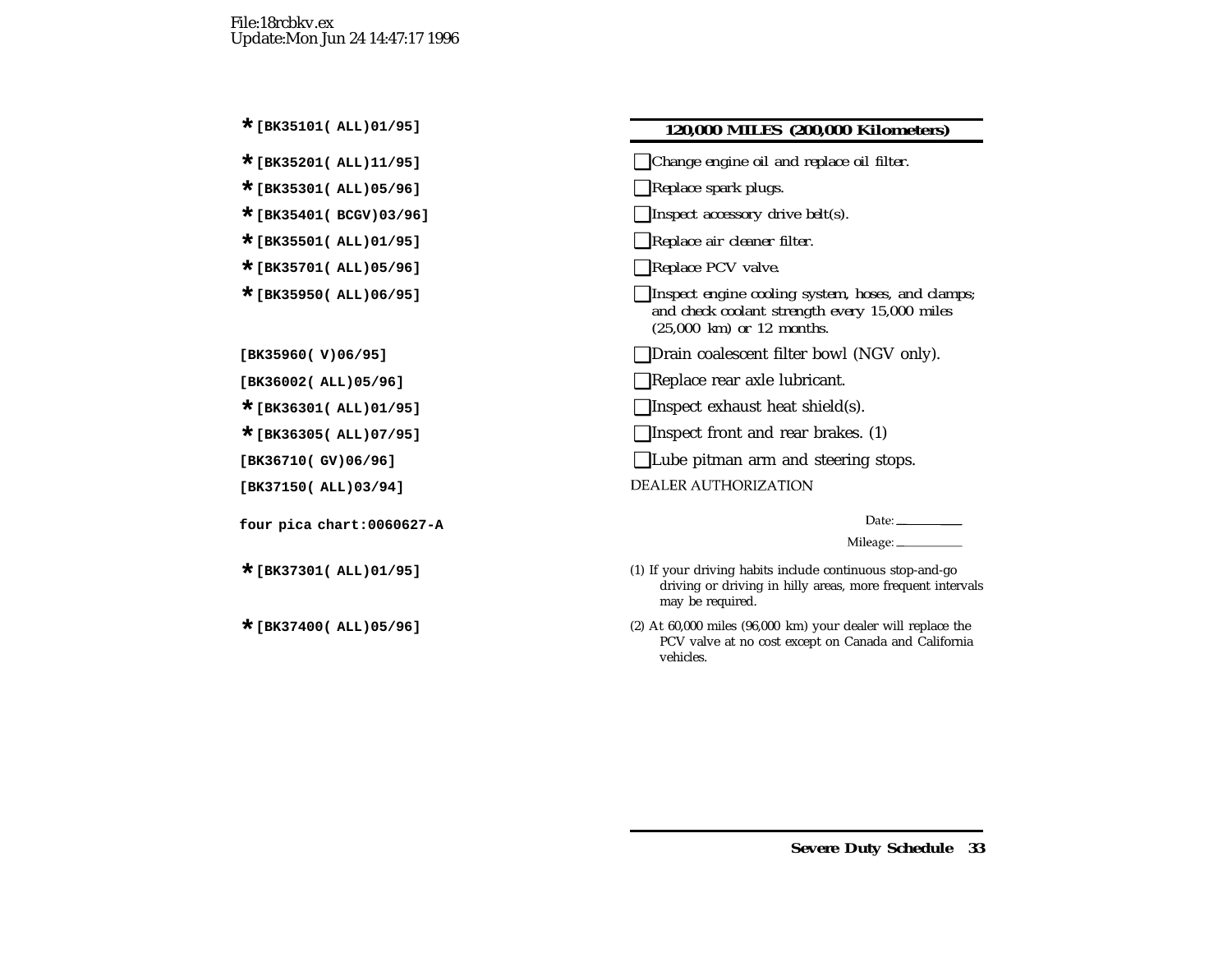File:18rcbkv.ex
Update:Mon Jun 24 14:47:17 1996

*[BK35101( ALL)01/95]

## 120,000 MILES (200,000 Kilometers)

*[BK35201( ALL)11/95]
- ❑ Change engine oil and replace oil filter.

*[BK35301( ALL)05/96]
- ❑ Replace spark plugs.

*[BK35401( BCGV)03/96]
- ❑ Inspect accessory drive belt(s).

*[BK35501( ALL)01/95]
- ❑ Replace air cleaner filter.

*[BK35701( ALL)05/96]
- ❑ Replace PCV valve.

*[BK35950( ALL)06/95]
- ❑ Inspect engine cooling system, hoses, and clamps; and check coolant strength every 15,000 miles (25,000 km) or 12 months.

[BK35960( V)06/95]
- ❑ Drain coalescent filter bowl (NGV only).

[BK36002( ALL)05/96]
- ❑ Replace rear axle lubricant.

*[BK36301( ALL)01/95]
- ❑ Inspect exhaust heat shield(s).

*[BK36305( ALL)07/95]
- ❑ Inspect front and rear brakes. (1)

[BK36710( GV)06/96]
- ❑ Lube pitman arm and steering stops.

[BK37150( ALL)03/94]

DEALER AUTHORIZATION

four pica chart:0060627-A

Date: ________

Mileage: ________

*[BK37301( ALL)01/95]

(1) If your driving habits include continuous stop-and-go driving or driving in hilly areas, more frequent intervals may be required.

*[BK37400( ALL)05/96]

(2) At 60,000 miles (96,000 km) your dealer will replace the PCV valve at no cost except on Canada and California vehicles.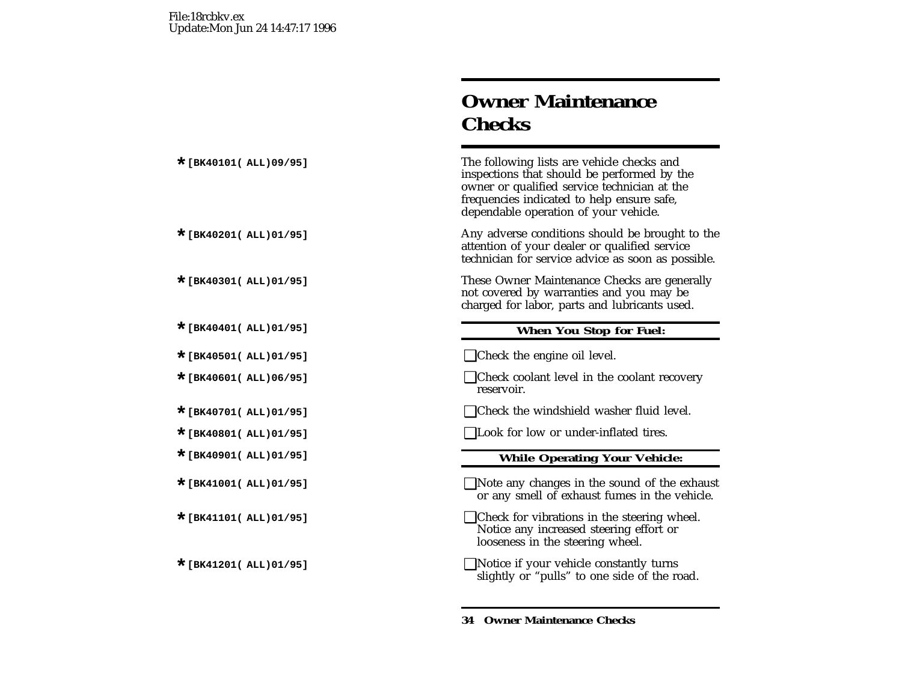# Owner Maintenance Checks

The following lists are vehicle checks and inspections that should be performed by the owner or qualified service technician at the frequencies indicated to help ensure safe, dependable operation of your vehicle.

Any adverse conditions should be brought to the attention of your dealer or qualified service technician for service advice as soon as possible.

These Owner Maintenance Checks are generally not covered by warranties and you may be charged for labor, parts and lubricants used.

### When You Stop for Fuel:

- ☐ Check the engine oil level.
- ☐ Check coolant level in the coolant recovery reservoir.
- ☐ Check the windshield washer fluid level.
- ☐ Look for low or under-inflated tires.

### While Operating Your Vehicle:

- ☐ Note any changes in the sound of the exhaust or any smell of exhaust fumes in the vehicle.
- ☐ Check for vibrations in the steering wheel. Notice any increased steering effort or looseness in the steering wheel.
- ☐ Notice if your vehicle constantly turns slightly or "pulls" to one side of the road.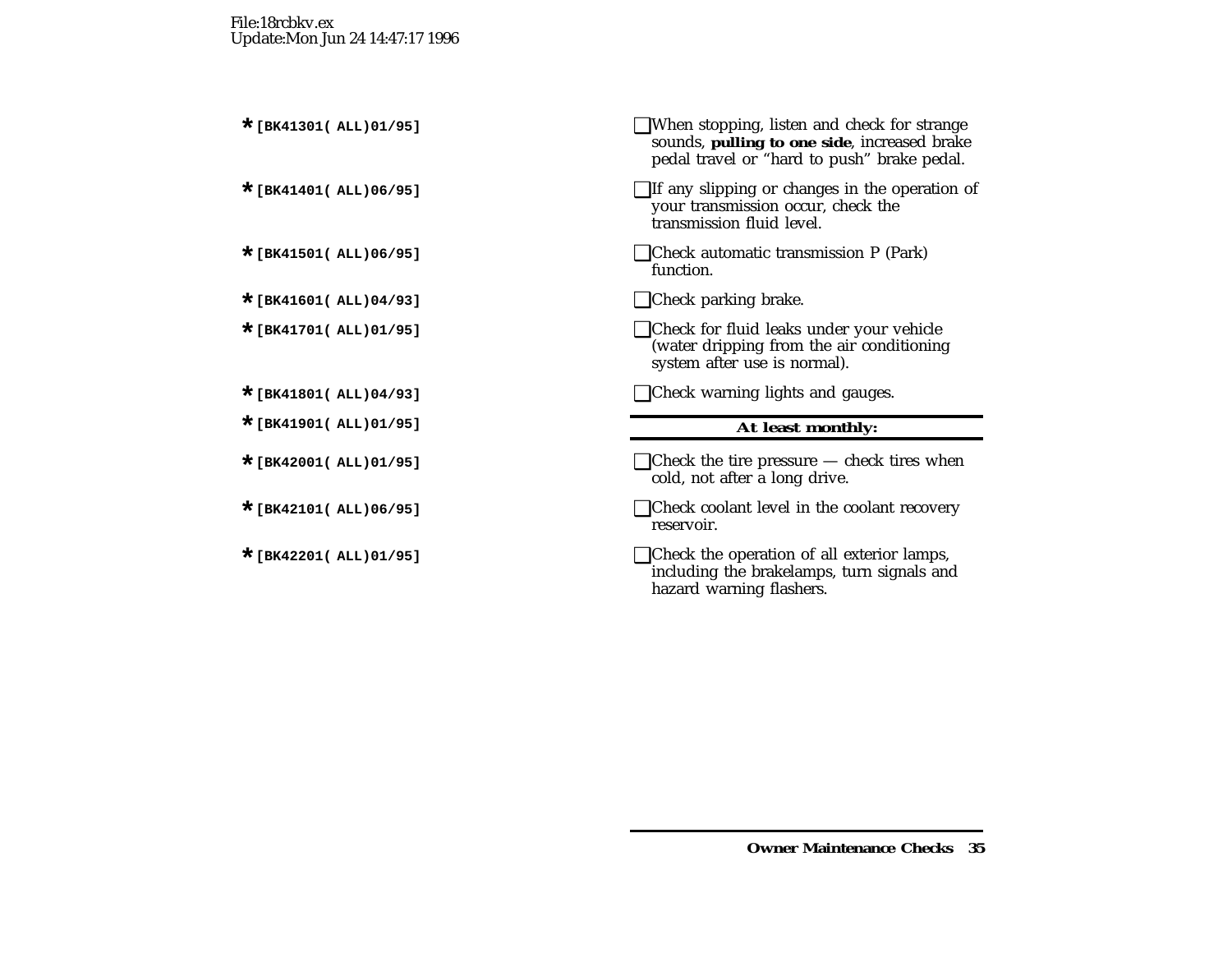*[BK41301( ALL)01/95]

- [ ] When stopping, listen and check for strange sounds, **pulling to one side**, increased brake pedal travel or “hard to push” brake pedal.

*[BK41401( ALL)06/95]

- [ ] If any slipping or changes in the operation of your transmission occur, check the transmission fluid level.

*[BK41501( ALL)06/95]

- [ ] Check automatic transmission P (Park) function.

*[BK41601( ALL)04/93]

- [ ] Check parking brake.

*[BK41701( ALL)01/95]

- [ ] Check for fluid leaks under your vehicle (water dripping from the air conditioning system after use is normal).

*[BK41801( ALL)04/93]

- [ ] Check warning lights and gauges.

*[BK41901( ALL)01/95]

**At least monthly:**

*[BK42001( ALL)01/95]

- [ ] Check the tire pressure — check tires when cold, not after a long drive.

*[BK42101( ALL)06/95]

- [ ] Check coolant level in the coolant recovery reservoir.

*[BK42201( ALL)01/95]

- [ ] Check the operation of all exterior lamps, including the brakelamps, turn signals and hazard warning flashers.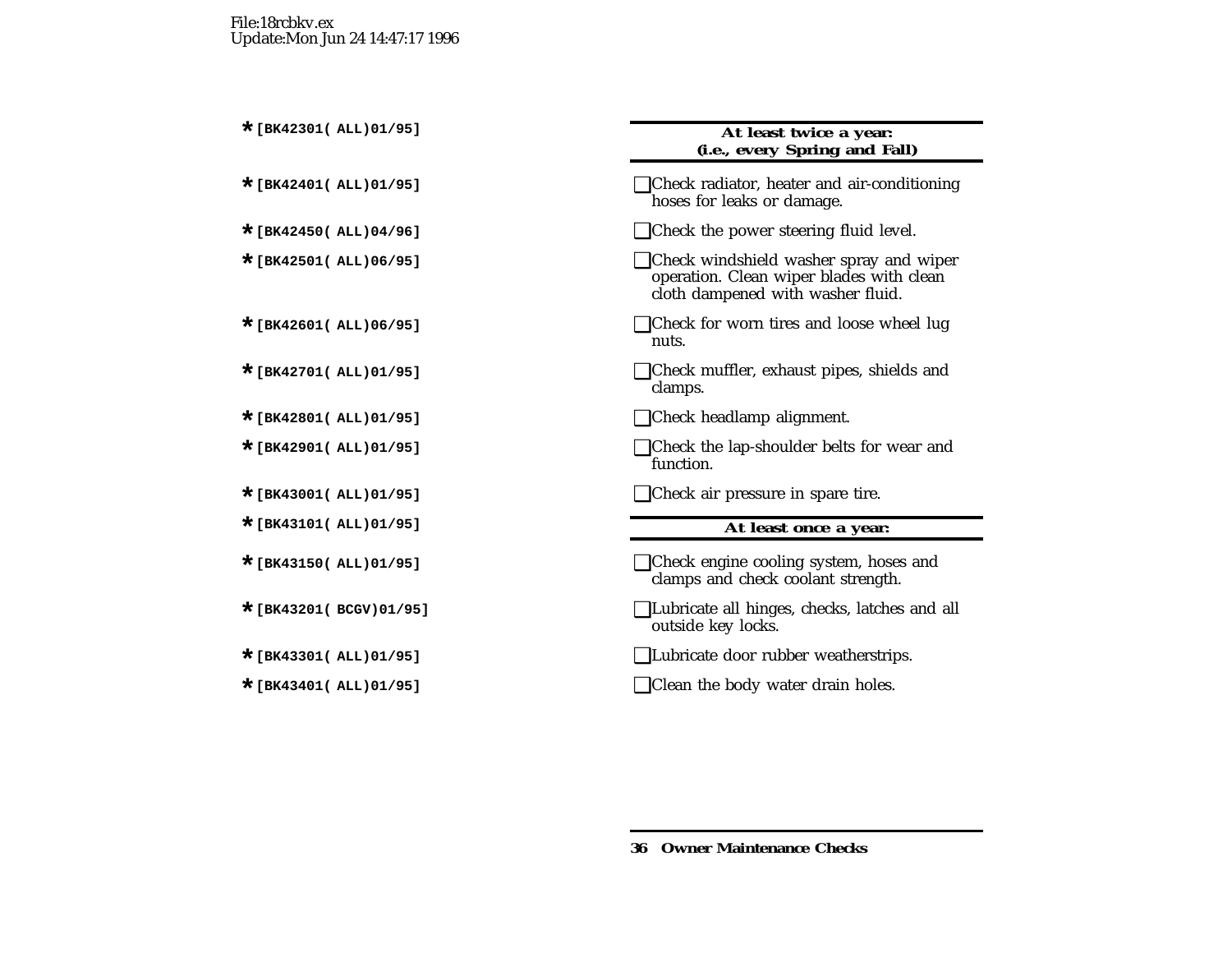File:18rcbkv.ex
Update:Mon Jun 24 14:47:17 1996

*[BK42301( ALL)01/95]

**At least twice a year:**
**(i.e., every Spring and Fall)**

*[BK42401( ALL)01/95]

- ☐ Check radiator, heater and air-conditioning hoses for leaks or damage.

*[BK42450( ALL)04/96]

- ☐ Check the power steering fluid level.

*[BK42501( ALL)06/95]

- ☐ Check windshield washer spray and wiper operation. Clean wiper blades with clean cloth dampened with washer fluid.

*[BK42601( ALL)06/95]

- ☐ Check for worn tires and loose wheel lug nuts.

*[BK42701( ALL)01/95]

- ☐ Check muffler, exhaust pipes, shields and clamps.

*[BK42801( ALL)01/95]

- ☐ Check headlamp alignment.

*[BK42901( ALL)01/95]

- ☐ Check the lap-shoulder belts for wear and function.

*[BK43001( ALL)01/95]

- ☐ Check air pressure in spare tire.

*[BK43101( ALL)01/95]

**At least once a year:**

*[BK43150( ALL)01/95]

- ☐ Check engine cooling system, hoses and clamps and check coolant strength.

*[BK43201( BCGV)01/95]

- ☐ Lubricate all hinges, checks, latches and all outside key locks.

*[BK43301( ALL)01/95]

- ☐ Lubricate door rubber weatherstrips.

*[BK43401( ALL)01/95]

- ☐ Clean the body water drain holes.

**Owner Maintenance Checks**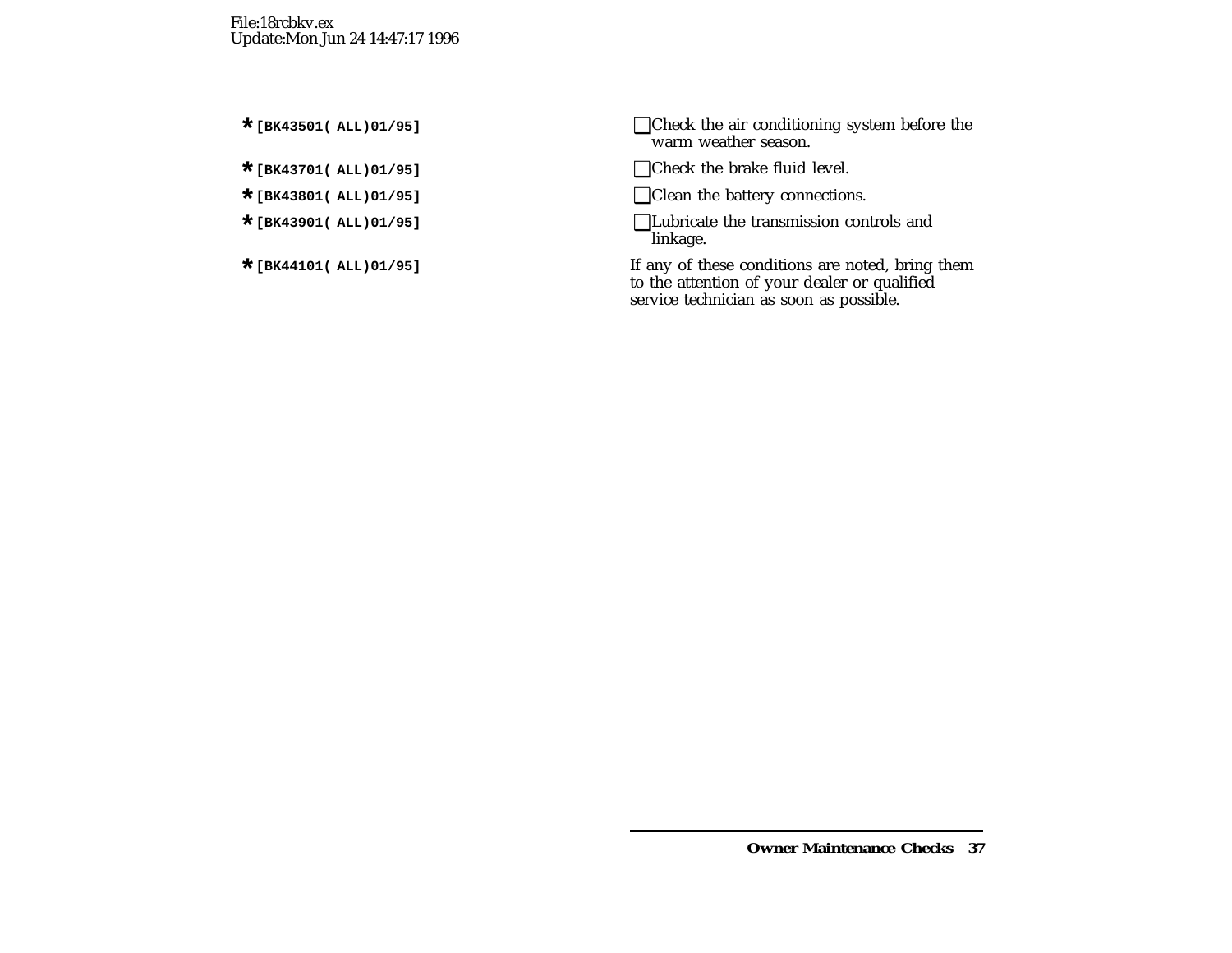- [ ] Check the air conditioning system before the warm weather season.
- [ ] Check the brake fluid level.
- [ ] Clean the battery connections.
- [ ] Lubricate the transmission controls and linkage.

If any of these conditions are noted, bring them to the attention of your dealer or qualified service technician as soon as possible.